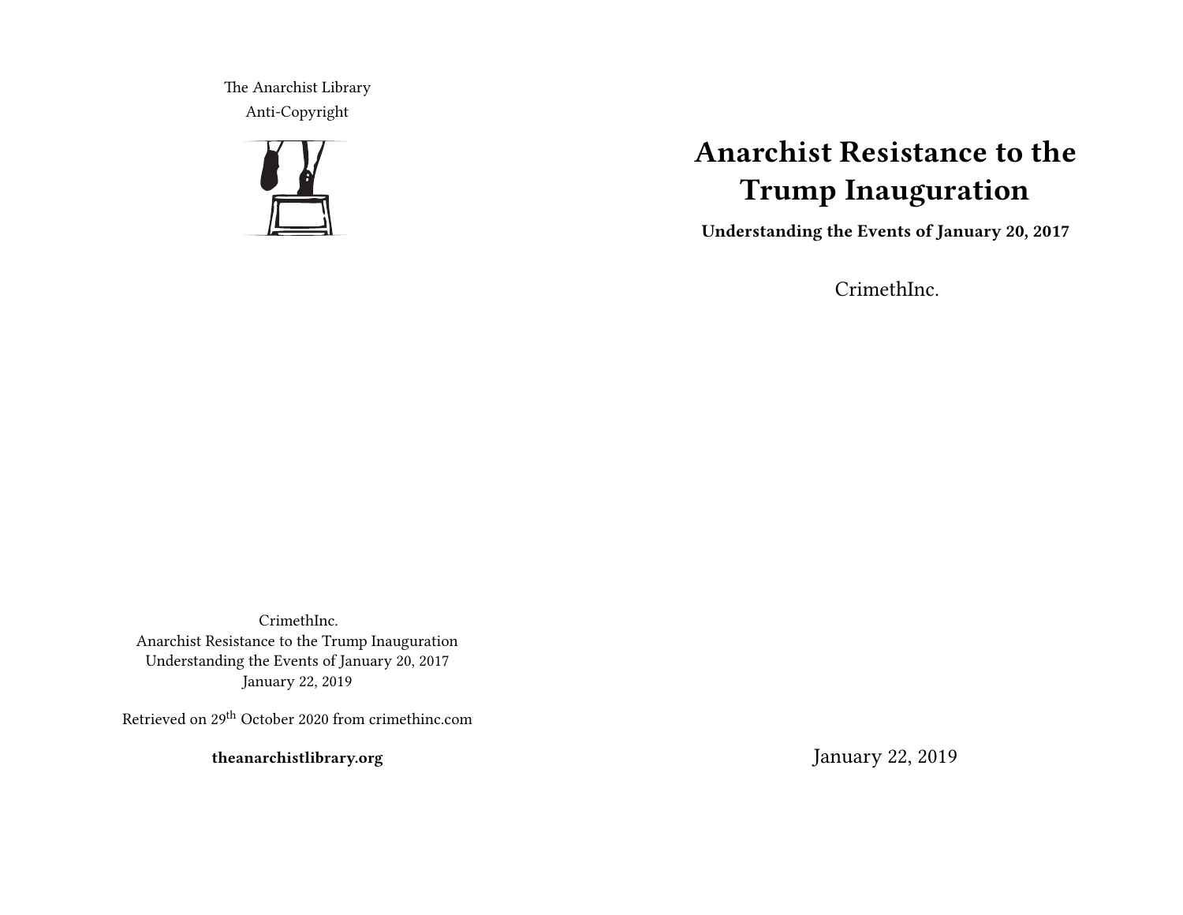The Anarchist Library
Anti-Copyright

CrimethInc.
Anarchist Resistance to the Trump Inauguration
Understanding the Events of January 20, 2017
January 22, 2019

Retrieved on 29th October 2020 from crimethinc.com

**theanarchistlibrary.org**

# Anarchist Resistance to the Trump Inauguration

**Understanding the Events of January 20, 2017**

CrimethInc.

January 22, 2019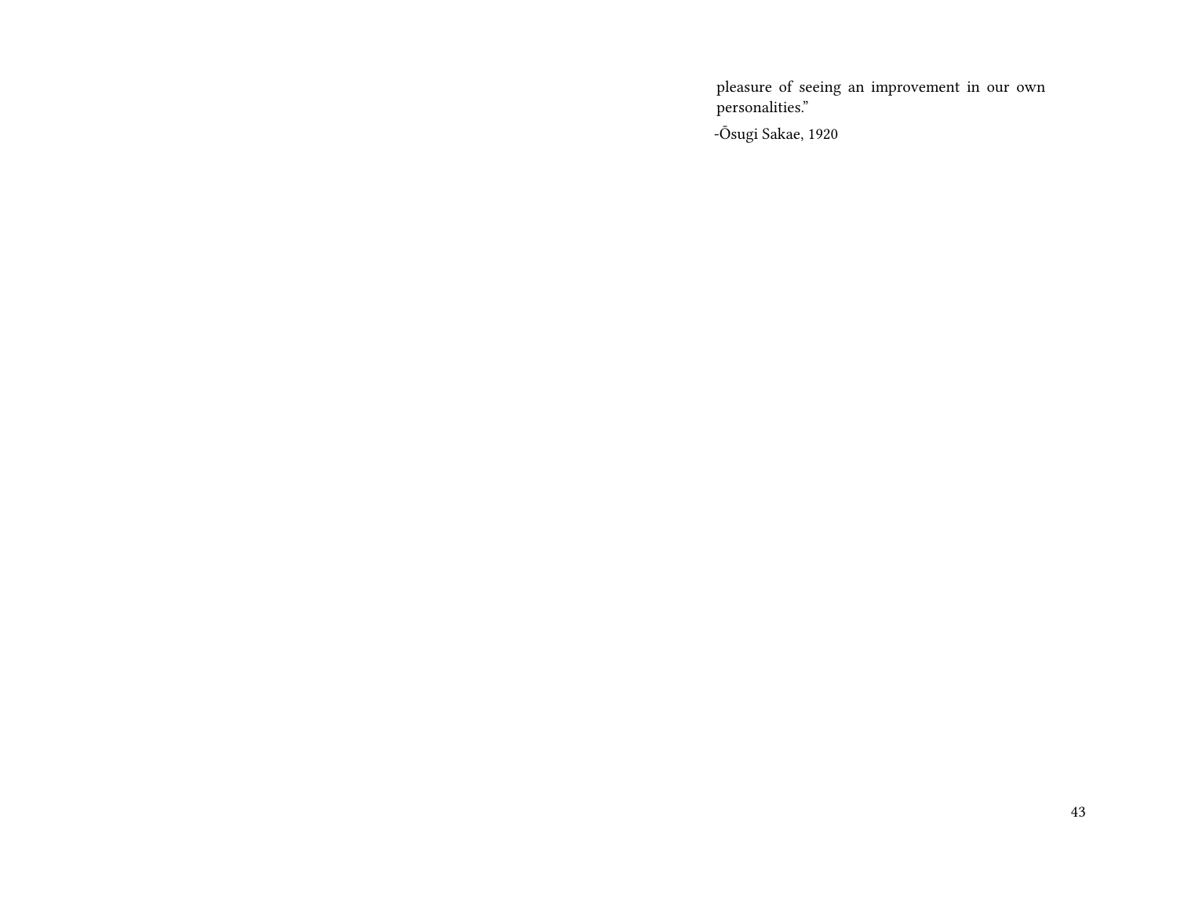pleasure of seeing an improvement in our own personalities."

-Ōsugi Sakae, 1920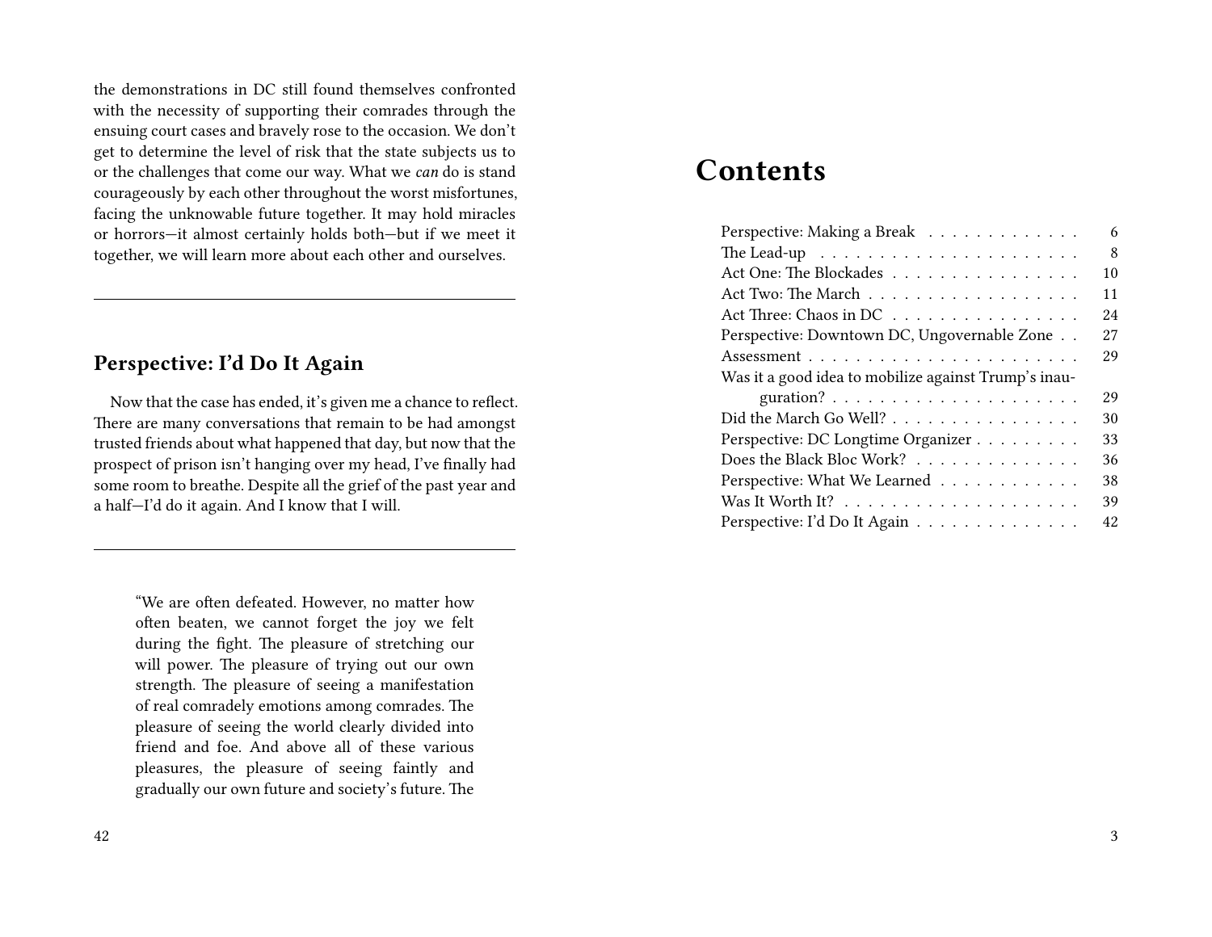the demonstrations in DC still found themselves confronted with the necessity of supporting their comrades through the ensuing court cases and bravely rose to the occasion. We don't get to determine the level of risk that the state subjects us to or the challenges that come our way. What we *can* do is stand courageously by each other throughout the worst misfortunes, facing the unknowable future together. It may hold miracles or horrors—it almost certainly holds both—but if we meet it together, we will learn more about each other and ourselves.

---

## Perspective: I'd Do It Again

Now that the case has ended, it's given me a chance to reflect. There are many conversations that remain to be had amongst trusted friends about what happened that day, but now that the prospect of prison isn't hanging over my head, I've finally had some room to breathe. Despite all the grief of the past year and a half—I'd do it again. And I know that I will.

---

> "We are often defeated. However, no matter how often beaten, we cannot forget the joy we felt during the fight. The pleasure of stretching our will power. The pleasure of trying out our own strength. The pleasure of seeing a manifestation of real comradely emotions among comrades. The pleasure of seeing the world clearly divided into friend and foe. And above all of these various pleasures, the pleasure of seeing faintly and gradually our own future and society's future. The

# Contents

- Perspective: Making a Break . . . 6
- The Lead-up . . . 8
- Act One: The Blockades . . . 10
- Act Two: The March . . . 11
- Act Three: Chaos in DC . . . 24
- Perspective: Downtown DC, Ungovernable Zone . . . 27
- Assessment . . . 29
- Was it a good idea to mobilize against Trump's inauguration? . . . 29
- Did the March Go Well? . . . 30
- Perspective: DC Longtime Organizer . . . 33
- Does the Black Bloc Work? . . . 36
- Perspective: What We Learned . . . 38
- Was It Worth It? . . . 39
- Perspective: I'd Do It Again . . . 42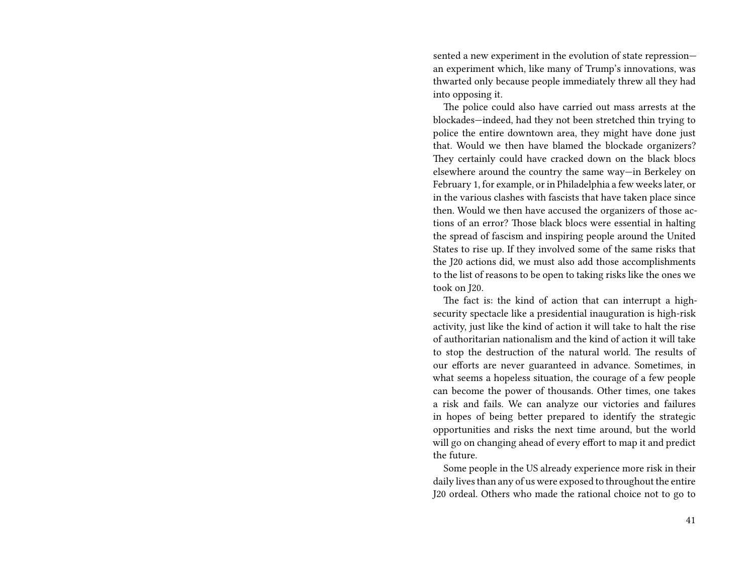sented a new experiment in the evolution of state repression—an experiment which, like many of Trump's innovations, was thwarted only because people immediately threw all they had into opposing it.

The police could also have carried out mass arrests at the blockades—indeed, had they not been stretched thin trying to police the entire downtown area, they might have done just that. Would we then have blamed the blockade organizers? They certainly could have cracked down on the black blocs elsewhere around the country the same way—in Berkeley on February 1, for example, or in Philadelphia a few weeks later, or in the various clashes with fascists that have taken place since then. Would we then have accused the organizers of those actions of an error? Those black blocs were essential in halting the spread of fascism and inspiring people around the United States to rise up. If they involved some of the same risks that the J20 actions did, we must also add those accomplishments to the list of reasons to be open to taking risks like the ones we took on J20.

The fact is: the kind of action that can interrupt a high-security spectacle like a presidential inauguration is high-risk activity, just like the kind of action it will take to halt the rise of authoritarian nationalism and the kind of action it will take to stop the destruction of the natural world. The results of our efforts are never guaranteed in advance. Sometimes, in what seems a hopeless situation, the courage of a few people can become the power of thousands. Other times, one takes a risk and fails. We can analyze our victories and failures in hopes of being better prepared to identify the strategic opportunities and risks the next time around, but the world will go on changing ahead of every effort to map it and predict the future.

Some people in the US already experience more risk in their daily lives than any of us were exposed to throughout the entire J20 ordeal. Others who made the rational choice not to go to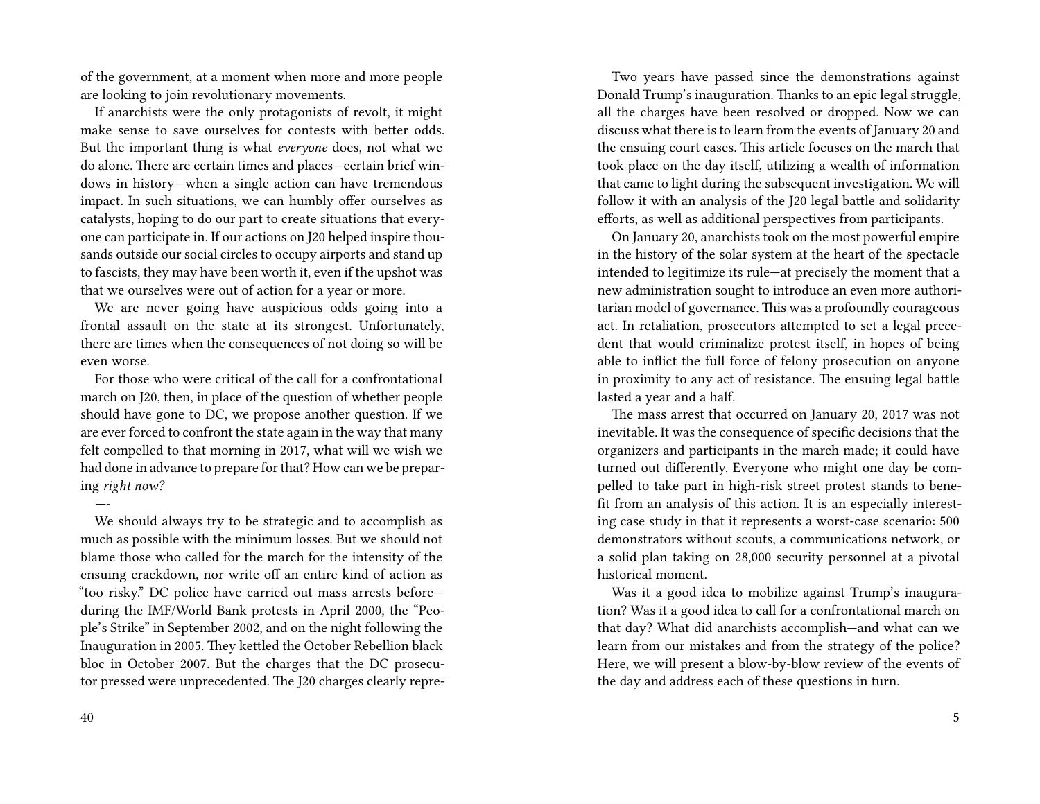of the government, at a moment when more and more people are looking to join revolutionary movements.

If anarchists were the only protagonists of revolt, it might make sense to save ourselves for contests with better odds. But the important thing is what *everyone* does, not what we do alone. There are certain times and places—certain brief windows in history—when a single action can have tremendous impact. In such situations, we can humbly offer ourselves as catalysts, hoping to do our part to create situations that everyone can participate in. If our actions on J20 helped inspire thousands outside our social circles to occupy airports and stand up to fascists, they may have been worth it, even if the upshot was that we ourselves were out of action for a year or more.

We are never going have auspicious odds going into a frontal assault on the state at its strongest. Unfortunately, there are times when the consequences of not doing so will be even worse.

For those who were critical of the call for a confrontational march on J20, then, in place of the question of whether people should have gone to DC, we propose another question. If we are ever forced to confront the state again in the way that many felt compelled to that morning in 2017, what will we wish we had done in advance to prepare for that? How can we be preparing *right now?*

—-

We should always try to be strategic and to accomplish as much as possible with the minimum losses. But we should not blame those who called for the march for the intensity of the ensuing crackdown, nor write off an entire kind of action as "too risky." DC police have carried out mass arrests before—during the IMF/World Bank protests in April 2000, the "People's Strike" in September 2002, and on the night following the Inauguration in 2005. They kettled the October Rebellion black bloc in October 2007. But the charges that the DC prosecutor pressed were unprecedented. The J20 charges clearly repre-

Two years have passed since the demonstrations against Donald Trump's inauguration. Thanks to an epic legal struggle, all the charges have been resolved or dropped. Now we can discuss what there is to learn from the events of January 20 and the ensuing court cases. This article focuses on the march that took place on the day itself, utilizing a wealth of information that came to light during the subsequent investigation. We will follow it with an analysis of the J20 legal battle and solidarity efforts, as well as additional perspectives from participants.

On January 20, anarchists took on the most powerful empire in the history of the solar system at the heart of the spectacle intended to legitimize its rule—at precisely the moment that a new administration sought to introduce an even more authoritarian model of governance. This was a profoundly courageous act. In retaliation, prosecutors attempted to set a legal precedent that would criminalize protest itself, in hopes of being able to inflict the full force of felony prosecution on anyone in proximity to any act of resistance. The ensuing legal battle lasted a year and a half.

The mass arrest that occurred on January 20, 2017 was not inevitable. It was the consequence of specific decisions that the organizers and participants in the march made; it could have turned out differently. Everyone who might one day be compelled to take part in high-risk street protest stands to benefit from an analysis of this action. It is an especially interesting case study in that it represents a worst-case scenario: 500 demonstrators without scouts, a communications network, or a solid plan taking on 28,000 security personnel at a pivotal historical moment.

Was it a good idea to mobilize against Trump's inauguration? Was it a good idea to call for a confrontational march on that day? What did anarchists accomplish—and what can we learn from our mistakes and from the strategy of the police? Here, we will present a blow-by-blow review of the events of the day and address each of these questions in turn.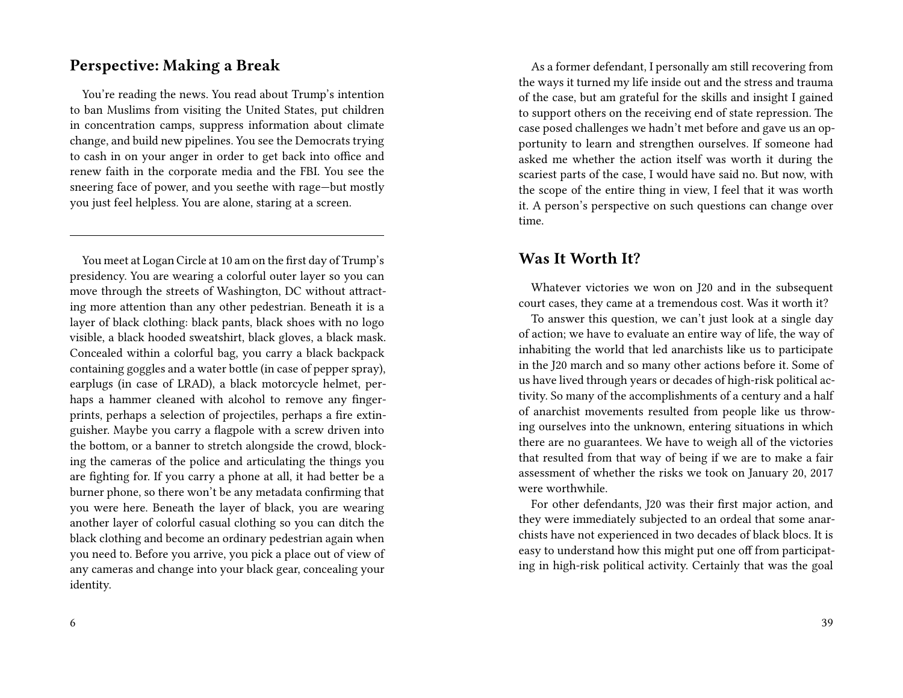## Perspective: Making a Break

You're reading the news. You read about Trump's intention to ban Muslims from visiting the United States, put children in concentration camps, suppress information about climate change, and build new pipelines. You see the Democrats trying to cash in on your anger in order to get back into office and renew faith in the corporate media and the FBI. You see the sneering face of power, and you seethe with rage—but mostly you just feel helpless. You are alone, staring at a screen.

---

You meet at Logan Circle at 10 am on the first day of Trump's presidency. You are wearing a colorful outer layer so you can move through the streets of Washington, DC without attracting more attention than any other pedestrian. Beneath it is a layer of black clothing: black pants, black shoes with no logo visible, a black hooded sweatshirt, black gloves, a black mask. Concealed within a colorful bag, you carry a black backpack containing goggles and a water bottle (in case of pepper spray), earplugs (in case of LRAD), a black motorcycle helmet, perhaps a hammer cleaned with alcohol to remove any fingerprints, perhaps a selection of projectiles, perhaps a fire extinguisher. Maybe you carry a flagpole with a screw driven into the bottom, or a banner to stretch alongside the crowd, blocking the cameras of the police and articulating the things you are fighting for. If you carry a phone at all, it had better be a burner phone, so there won't be any metadata confirming that you were here. Beneath the layer of black, you are wearing another layer of colorful casual clothing so you can ditch the black clothing and become an ordinary pedestrian again when you need to. Before you arrive, you pick a place out of view of any cameras and change into your black gear, concealing your identity.

As a former defendant, I personally am still recovering from the ways it turned my life inside out and the stress and trauma of the case, but am grateful for the skills and insight I gained to support others on the receiving end of state repression. The case posed challenges we hadn't met before and gave us an opportunity to learn and strengthen ourselves. If someone had asked me whether the action itself was worth it during the scariest parts of the case, I would have said no. But now, with the scope of the entire thing in view, I feel that it was worth it. A person's perspective on such questions can change over time.

## Was It Worth It?

Whatever victories we won on J20 and in the subsequent court cases, they came at a tremendous cost. Was it worth it?

To answer this question, we can't just look at a single day of action; we have to evaluate an entire way of life, the way of inhabiting the world that led anarchists like us to participate in the J20 march and so many other actions before it. Some of us have lived through years or decades of high-risk political activity. So many of the accomplishments of a century and a half of anarchist movements resulted from people like us throwing ourselves into the unknown, entering situations in which there are no guarantees. We have to weigh all of the victories that resulted from that way of being if we are to make a fair assessment of whether the risks we took on January 20, 2017 were worthwhile.

For other defendants, J20 was their first major action, and they were immediately subjected to an ordeal that some anarchists have not experienced in two decades of black blocs. It is easy to understand how this might put one off from participating in high-risk political activity. Certainly that was the goal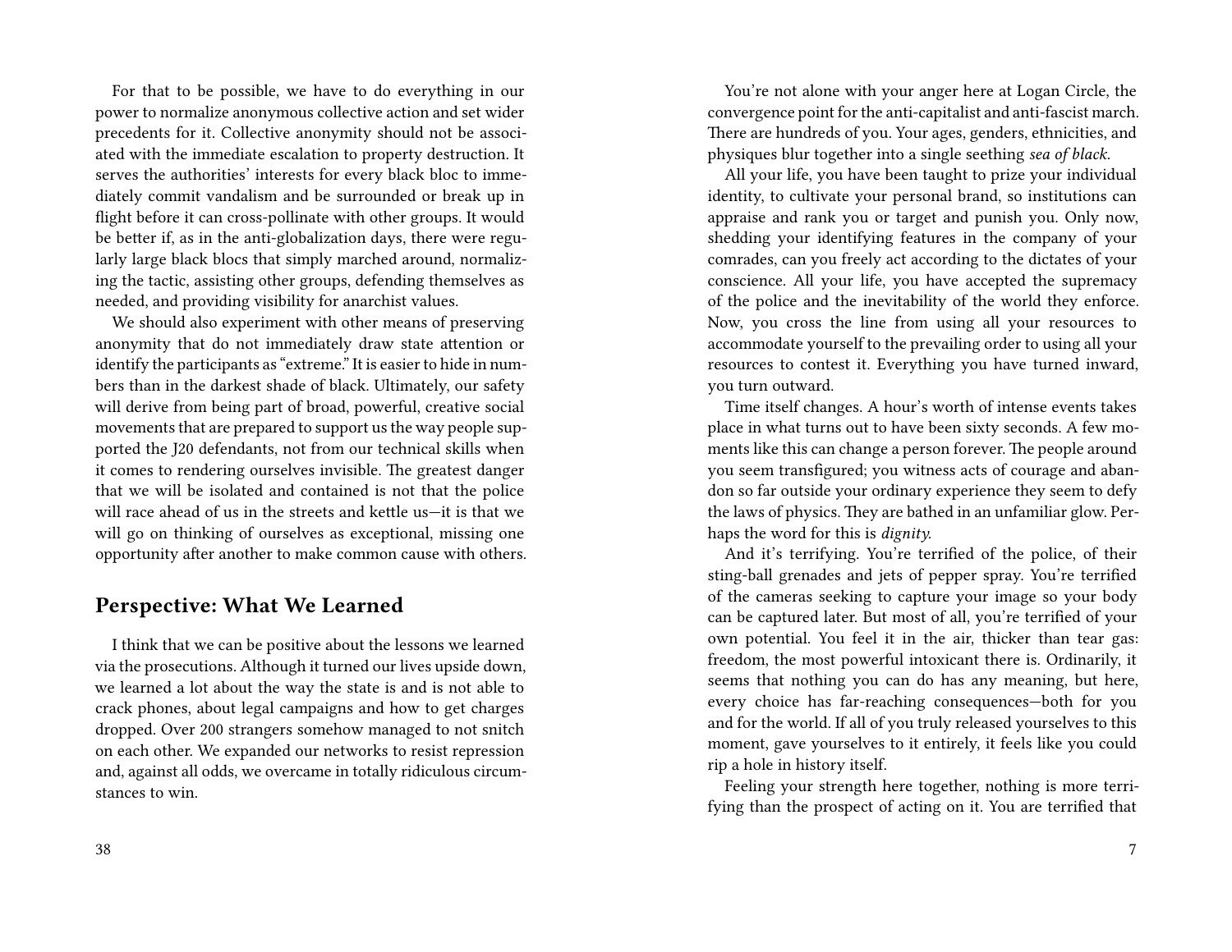For that to be possible, we have to do everything in our power to normalize anonymous collective action and set wider precedents for it. Collective anonymity should not be associated with the immediate escalation to property destruction. It serves the authorities' interests for every black bloc to immediately commit vandalism and be surrounded or break up in flight before it can cross-pollinate with other groups. It would be better if, as in the anti-globalization days, there were regularly large black blocs that simply marched around, normalizing the tactic, assisting other groups, defending themselves as needed, and providing visibility for anarchist values.

We should also experiment with other means of preserving anonymity that do not immediately draw state attention or identify the participants as "extreme." It is easier to hide in numbers than in the darkest shade of black. Ultimately, our safety will derive from being part of broad, powerful, creative social movements that are prepared to support us the way people supported the J20 defendants, not from our technical skills when it comes to rendering ourselves invisible. The greatest danger that we will be isolated and contained is not that the police will race ahead of us in the streets and kettle us—it is that we will go on thinking of ourselves as exceptional, missing one opportunity after another to make common cause with others.

## Perspective: What We Learned

I think that we can be positive about the lessons we learned via the prosecutions. Although it turned our lives upside down, we learned a lot about the way the state is and is not able to crack phones, about legal campaigns and how to get charges dropped. Over 200 strangers somehow managed to not snitch on each other. We expanded our networks to resist repression and, against all odds, we overcame in totally ridiculous circumstances to win.

You're not alone with your anger here at Logan Circle, the convergence point for the anti-capitalist and anti-fascist march. There are hundreds of you. Your ages, genders, ethnicities, and physiques blur together into a single seething *sea of black.*

All your life, you have been taught to prize your individual identity, to cultivate your personal brand, so institutions can appraise and rank you or target and punish you. Only now, shedding your identifying features in the company of your comrades, can you freely act according to the dictates of your conscience. All your life, you have accepted the supremacy of the police and the inevitability of the world they enforce. Now, you cross the line from using all your resources to accommodate yourself to the prevailing order to using all your resources to contest it. Everything you have turned inward, you turn outward.

Time itself changes. A hour's worth of intense events takes place in what turns out to have been sixty seconds. A few moments like this can change a person forever. The people around you seem transfigured; you witness acts of courage and abandon so far outside your ordinary experience they seem to defy the laws of physics. They are bathed in an unfamiliar glow. Perhaps the word for this is *dignity.*

And it's terrifying. You're terrified of the police, of their sting-ball grenades and jets of pepper spray. You're terrified of the cameras seeking to capture your image so your body can be captured later. But most of all, you're terrified of your own potential. You feel it in the air, thicker than tear gas: freedom, the most powerful intoxicant there is. Ordinarily, it seems that nothing you can do has any meaning, but here, every choice has far-reaching consequences—both for you and for the world. If all of you truly released yourselves to this moment, gave yourselves to it entirely, it feels like you could rip a hole in history itself.

Feeling your strength here together, nothing is more terrifying than the prospect of acting on it. You are terrified that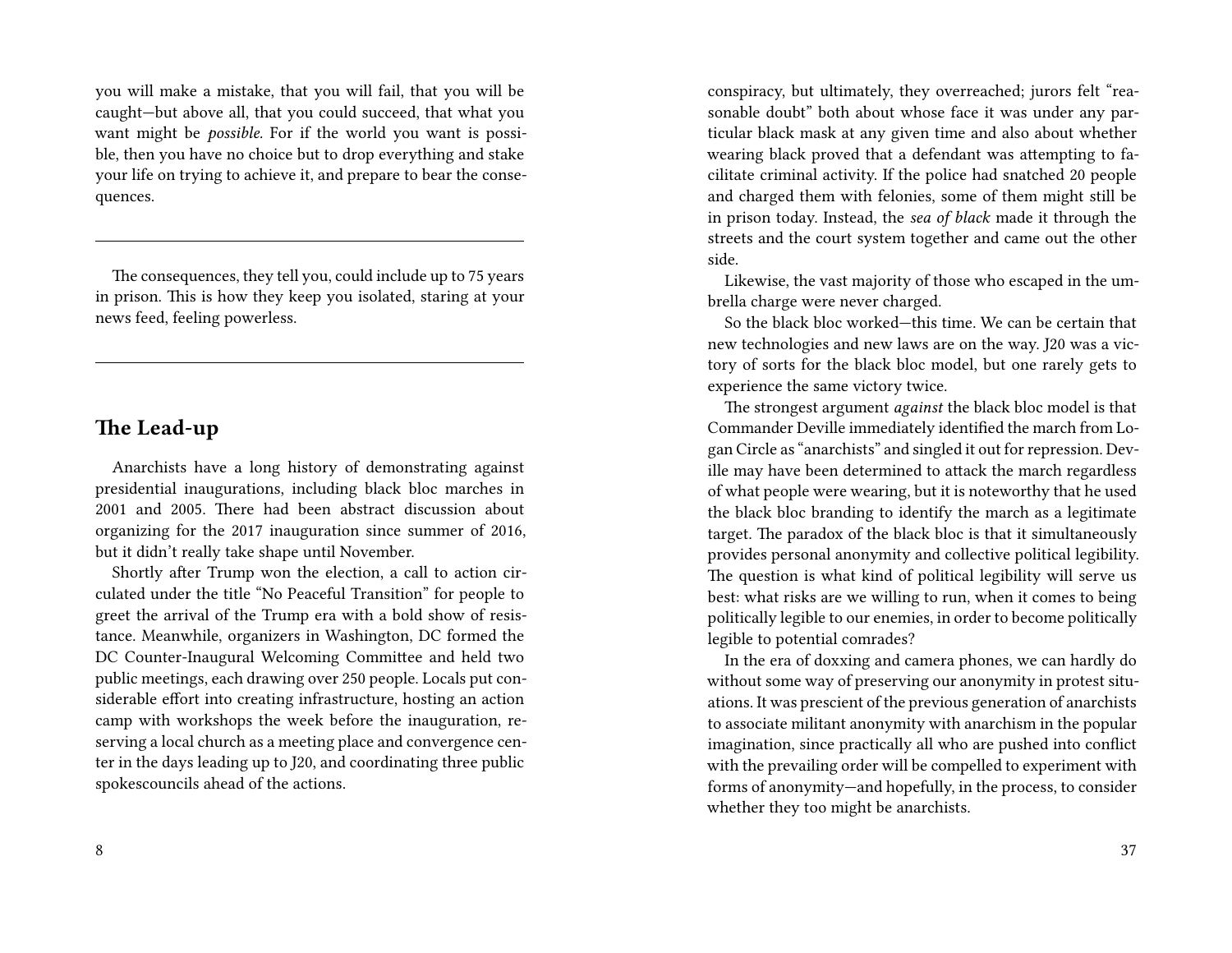you will make a mistake, that you will fail, that you will be caught—but above all, that you could succeed, that what you want might be *possible.* For if the world you want is possible, then you have no choice but to drop everything and stake your life on trying to achieve it, and prepare to bear the consequences.

---

The consequences, they tell you, could include up to 75 years in prison. This is how they keep you isolated, staring at your news feed, feeling powerless.

---

## The Lead-up

Anarchists have a long history of demonstrating against presidential inaugurations, including black bloc marches in 2001 and 2005. There had been abstract discussion about organizing for the 2017 inauguration since summer of 2016, but it didn't really take shape until November.

Shortly after Trump won the election, a call to action circulated under the title "No Peaceful Transition" for people to greet the arrival of the Trump era with a bold show of resistance. Meanwhile, organizers in Washington, DC formed the DC Counter-Inaugural Welcoming Committee and held two public meetings, each drawing over 250 people. Locals put considerable effort into creating infrastructure, hosting an action camp with workshops the week before the inauguration, reserving a local church as a meeting place and convergence center in the days leading up to J20, and coordinating three public spokescouncils ahead of the actions.

conspiracy, but ultimately, they overreached; jurors felt "reasonable doubt" both about whose face it was under any particular black mask at any given time and also about whether wearing black proved that a defendant was attempting to facilitate criminal activity. If the police had snatched 20 people and charged them with felonies, some of them might still be in prison today. Instead, the *sea of black* made it through the streets and the court system together and came out the other side.

Likewise, the vast majority of those who escaped in the umbrella charge were never charged.

So the black bloc worked—this time. We can be certain that new technologies and new laws are on the way. J20 was a victory of sorts for the black bloc model, but one rarely gets to experience the same victory twice.

The strongest argument *against* the black bloc model is that Commander Deville immediately identified the march from Logan Circle as "anarchists" and singled it out for repression. Deville may have been determined to attack the march regardless of what people were wearing, but it is noteworthy that he used the black bloc branding to identify the march as a legitimate target. The paradox of the black bloc is that it simultaneously provides personal anonymity and collective political legibility. The question is what kind of political legibility will serve us best: what risks are we willing to run, when it comes to being politically legible to our enemies, in order to become politically legible to potential comrades?

In the era of doxxing and camera phones, we can hardly do without some way of preserving our anonymity in protest situations. It was prescient of the previous generation of anarchists to associate militant anonymity with anarchism in the popular imagination, since practically all who are pushed into conflict with the prevailing order will be compelled to experiment with forms of anonymity—and hopefully, in the process, to consider whether they too might be anarchists.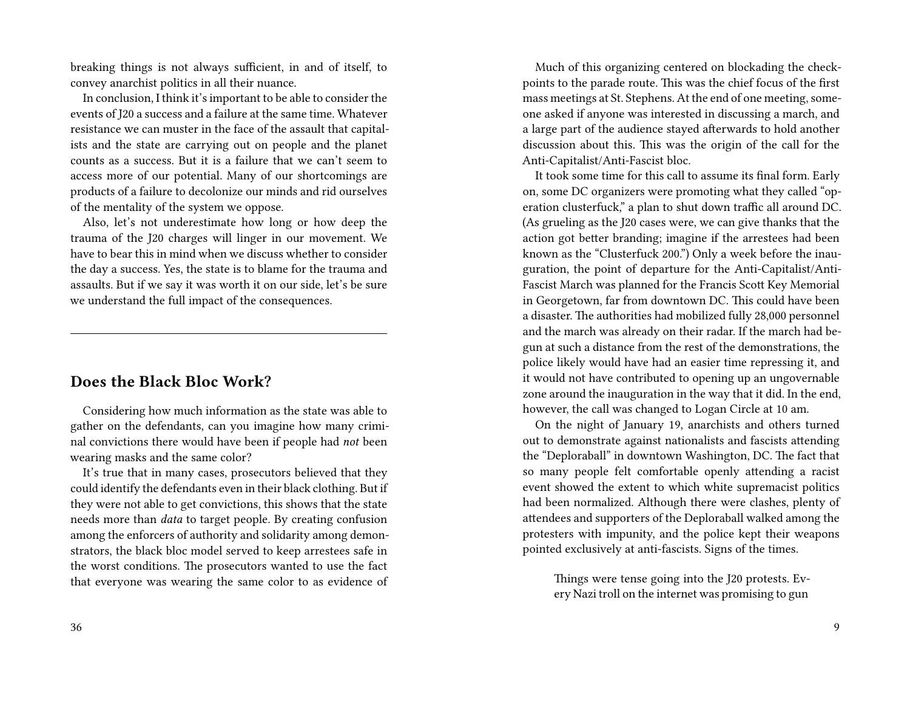breaking things is not always sufficient, in and of itself, to convey anarchist politics in all their nuance.

In conclusion, I think it's important to be able to consider the events of J20 a success and a failure at the same time. Whatever resistance we can muster in the face of the assault that capitalists and the state are carrying out on people and the planet counts as a success. But it is a failure that we can't seem to access more of our potential. Many of our shortcomings are products of a failure to decolonize our minds and rid ourselves of the mentality of the system we oppose.

Also, let's not underestimate how long or how deep the trauma of the J20 charges will linger in our movement. We have to bear this in mind when we discuss whether to consider the day a success. Yes, the state is to blame for the trauma and assaults. But if we say it was worth it on our side, let's be sure we understand the full impact of the consequences.

---

## Does the Black Bloc Work?

Considering how much information as the state was able to gather on the defendants, can you imagine how many criminal convictions there would have been if people had *not* been wearing masks and the same color?

It's true that in many cases, prosecutors believed that they could identify the defendants even in their black clothing. But if they were not able to get convictions, this shows that the state needs more than *data* to target people. By creating confusion among the enforcers of authority and solidarity among demonstrators, the black bloc model served to keep arrestees safe in the worst conditions. The prosecutors wanted to use the fact that everyone was wearing the same color to as evidence of

Much of this organizing centered on blockading the checkpoints to the parade route. This was the chief focus of the first mass meetings at St. Stephens. At the end of one meeting, someone asked if anyone was interested in discussing a march, and a large part of the audience stayed afterwards to hold another discussion about this. This was the origin of the call for the Anti-Capitalist/Anti-Fascist bloc.

It took some time for this call to assume its final form. Early on, some DC organizers were promoting what they called "operation clusterfuck," a plan to shut down traffic all around DC. (As grueling as the J20 cases were, we can give thanks that the action got better branding; imagine if the arrestees had been known as the "Clusterfuck 200.") Only a week before the inauguration, the point of departure for the Anti-Capitalist/Anti-Fascist March was planned for the Francis Scott Key Memorial in Georgetown, far from downtown DC. This could have been a disaster. The authorities had mobilized fully 28,000 personnel and the march was already on their radar. If the march had begun at such a distance from the rest of the demonstrations, the police likely would have had an easier time repressing it, and it would not have contributed to opening up an ungovernable zone around the inauguration in the way that it did. In the end, however, the call was changed to Logan Circle at 10 am.

On the night of January 19, anarchists and others turned out to demonstrate against nationalists and fascists attending the "Deploraball" in downtown Washington, DC. The fact that so many people felt comfortable openly attending a racist event showed the extent to which white supremacist politics had been normalized. Although there were clashes, plenty of attendees and supporters of the Deploraball walked among the protesters with impunity, and the police kept their weapons pointed exclusively at anti-fascists. Signs of the times.

> Things were tense going into the J20 protests. Every Nazi troll on the internet was promising to gun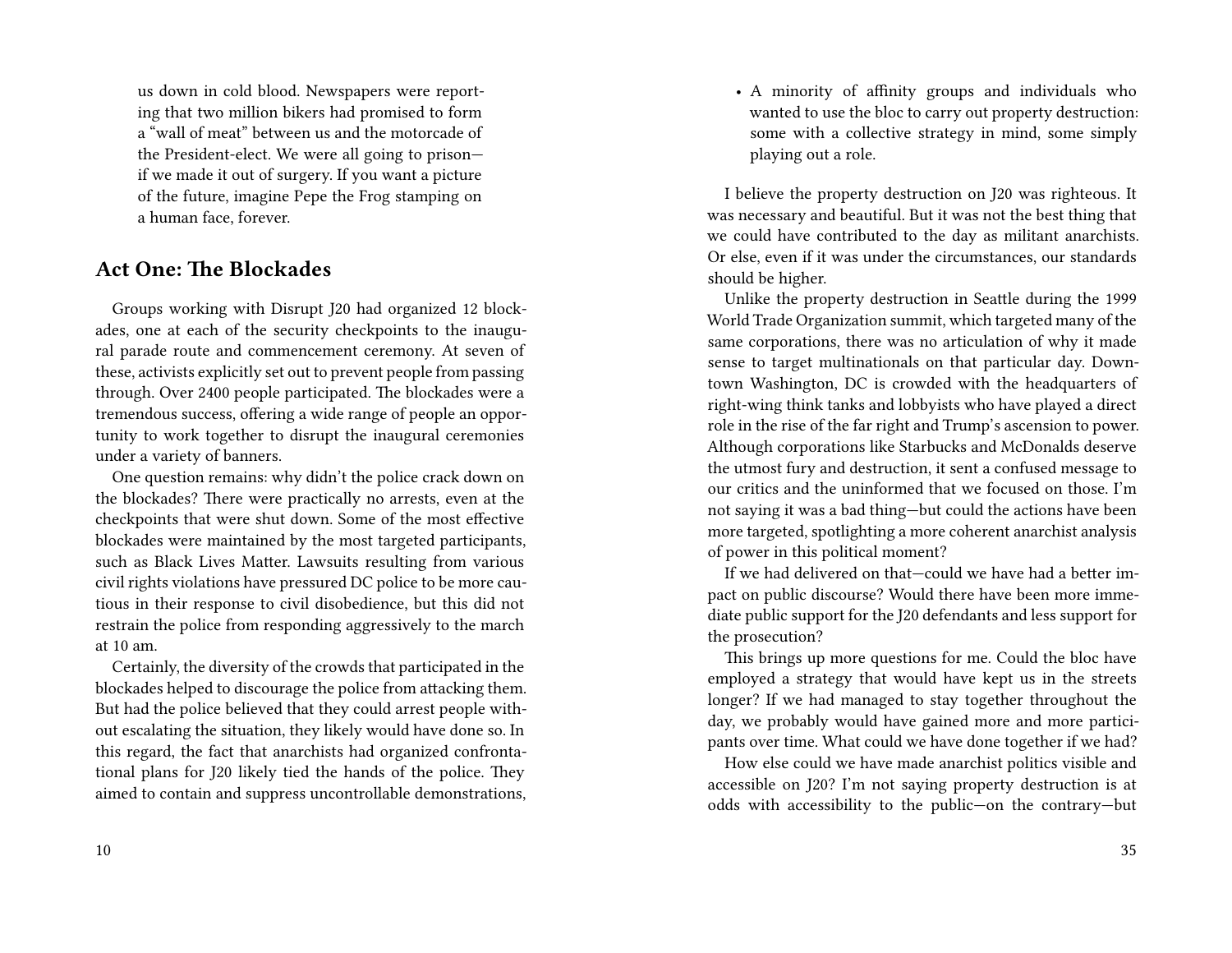us down in cold blood. Newspapers were reporting that two million bikers had promised to form a "wall of meat" between us and the motorcade of the President-elect. We were all going to prison—if we made it out of surgery. If you want a picture of the future, imagine Pepe the Frog stamping on a human face, forever.

## Act One: The Blockades

Groups working with Disrupt J20 had organized 12 blockades, one at each of the security checkpoints to the inaugural parade route and commencement ceremony. At seven of these, activists explicitly set out to prevent people from passing through. Over 2400 people participated. The blockades were a tremendous success, offering a wide range of people an opportunity to work together to disrupt the inaugural ceremonies under a variety of banners.

One question remains: why didn't the police crack down on the blockades? There were practically no arrests, even at the checkpoints that were shut down. Some of the most effective blockades were maintained by the most targeted participants, such as Black Lives Matter. Lawsuits resulting from various civil rights violations have pressured DC police to be more cautious in their response to civil disobedience, but this did not restrain the police from responding aggressively to the march at 10 am.

Certainly, the diversity of the crowds that participated in the blockades helped to discourage the police from attacking them. But had the police believed that they could arrest people without escalating the situation, they likely would have done so. In this regard, the fact that anarchists had organized confrontational plans for J20 likely tied the hands of the police. They aimed to contain and suppress uncontrollable demonstrations,

- A minority of affinity groups and individuals who wanted to use the bloc to carry out property destruction: some with a collective strategy in mind, some simply playing out a role.

I believe the property destruction on J20 was righteous. It was necessary and beautiful. But it was not the best thing that we could have contributed to the day as militant anarchists. Or else, even if it was under the circumstances, our standards should be higher.

Unlike the property destruction in Seattle during the 1999 World Trade Organization summit, which targeted many of the same corporations, there was no articulation of why it made sense to target multinationals on that particular day. Downtown Washington, DC is crowded with the headquarters of right-wing think tanks and lobbyists who have played a direct role in the rise of the far right and Trump's ascension to power. Although corporations like Starbucks and McDonalds deserve the utmost fury and destruction, it sent a confused message to our critics and the uninformed that we focused on those. I'm not saying it was a bad thing—but could the actions have been more targeted, spotlighting a more coherent anarchist analysis of power in this political moment?

If we had delivered on that—could we have had a better impact on public discourse? Would there have been more immediate public support for the J20 defendants and less support for the prosecution?

This brings up more questions for me. Could the bloc have employed a strategy that would have kept us in the streets longer? If we had managed to stay together throughout the day, we probably would have gained more and more participants over time. What could we have done together if we had?

How else could we have made anarchist politics visible and accessible on J20? I'm not saying property destruction is at odds with accessibility to the public—on the contrary—but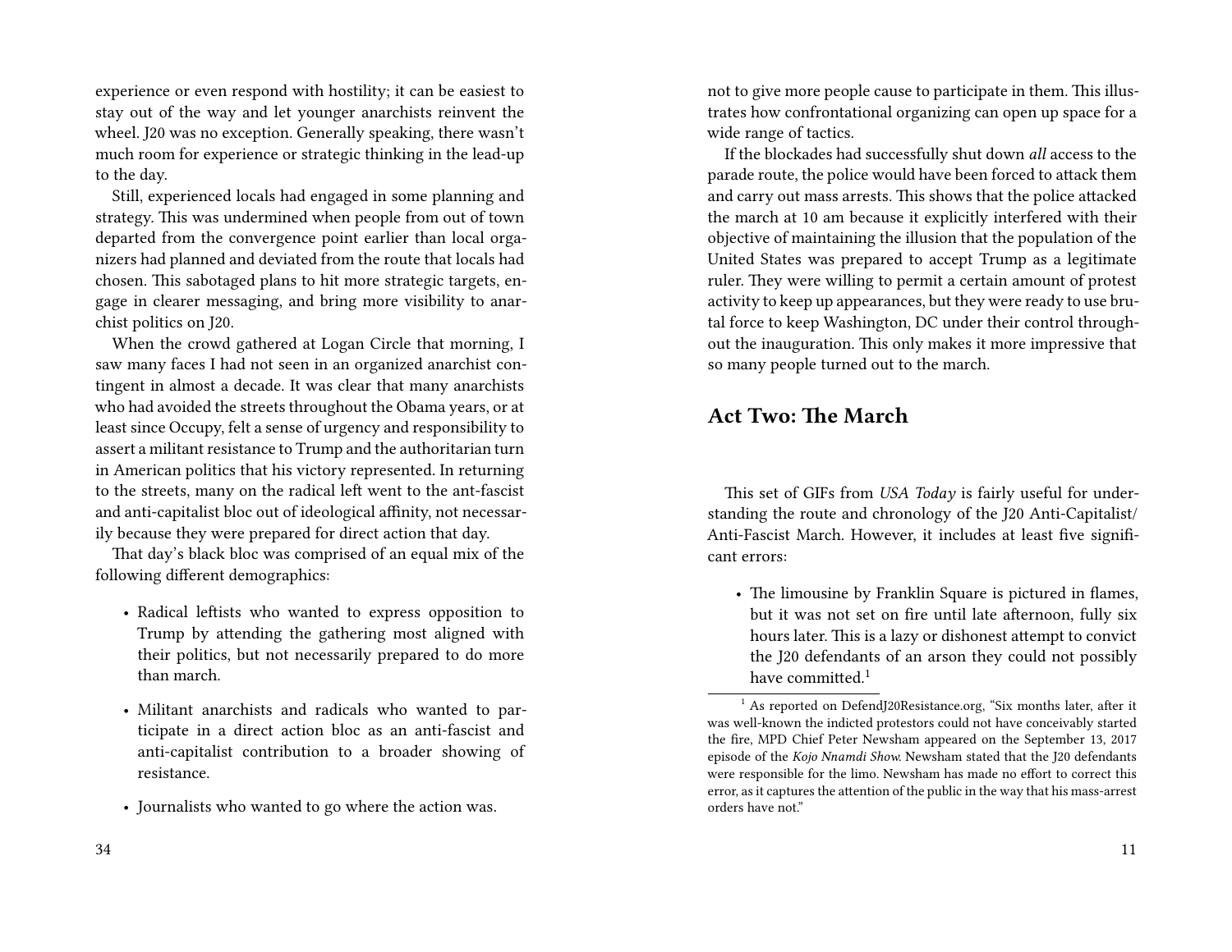experience or even respond with hostility; it can be easiest to stay out of the way and let younger anarchists reinvent the wheel. J20 was no exception. Generally speaking, there wasn't much room for experience or strategic thinking in the lead-up to the day.

Still, experienced locals had engaged in some planning and strategy. This was undermined when people from out of town departed from the convergence point earlier than local organizers had planned and deviated from the route that locals had chosen. This sabotaged plans to hit more strategic targets, engage in clearer messaging, and bring more visibility to anarchist politics on J20.

When the crowd gathered at Logan Circle that morning, I saw many faces I had not seen in an organized anarchist contingent in almost a decade. It was clear that many anarchists who had avoided the streets throughout the Obama years, or at least since Occupy, felt a sense of urgency and responsibility to assert a militant resistance to Trump and the authoritarian turn in American politics that his victory represented. In returning to the streets, many on the radical left went to the ant-fascist and anti-capitalist bloc out of ideological affinity, not necessarily because they were prepared for direct action that day.

That day's black bloc was comprised of an equal mix of the following different demographics:

- Radical leftists who wanted to express opposition to Trump by attending the gathering most aligned with their politics, but not necessarily prepared to do more than march.
- Militant anarchists and radicals who wanted to participate in a direct action bloc as an anti-fascist and anti-capitalist contribution to a broader showing of resistance.
- Journalists who wanted to go where the action was.

not to give more people cause to participate in them. This illustrates how confrontational organizing can open up space for a wide range of tactics.

If the blockades had successfully shut down *all* access to the parade route, the police would have been forced to attack them and carry out mass arrests. This shows that the police attacked the march at 10 am because it explicitly interfered with their objective of maintaining the illusion that the population of the United States was prepared to accept Trump as a legitimate ruler. They were willing to permit a certain amount of protest activity to keep up appearances, but they were ready to use brutal force to keep Washington, DC under their control throughout the inauguration. This only makes it more impressive that so many people turned out to the march.

## Act Two: The March

This set of GIFs from *USA Today* is fairly useful for understanding the route and chronology of the J20 Anti-Capitalist/Anti-Fascist March. However, it includes at least five significant errors:

- The limousine by Franklin Square is pictured in flames, but it was not set on fire until late afternoon, fully six hours later. This is a lazy or dishonest attempt to convict the J20 defendants of an arson they could not possibly have committed.[1]

[1] As reported on DefendJ20Resistance.org, "Six months later, after it was well-known the indicted protestors could not have conceivably started the fire, MPD Chief Peter Newsham appeared on the September 13, 2017 episode of the *Kojo Nnamdi Show.* Newsham stated that the J20 defendants were responsible for the limo. Newsham has made no effort to correct this error, as it captures the attention of the public in the way that his mass-arrest orders have not."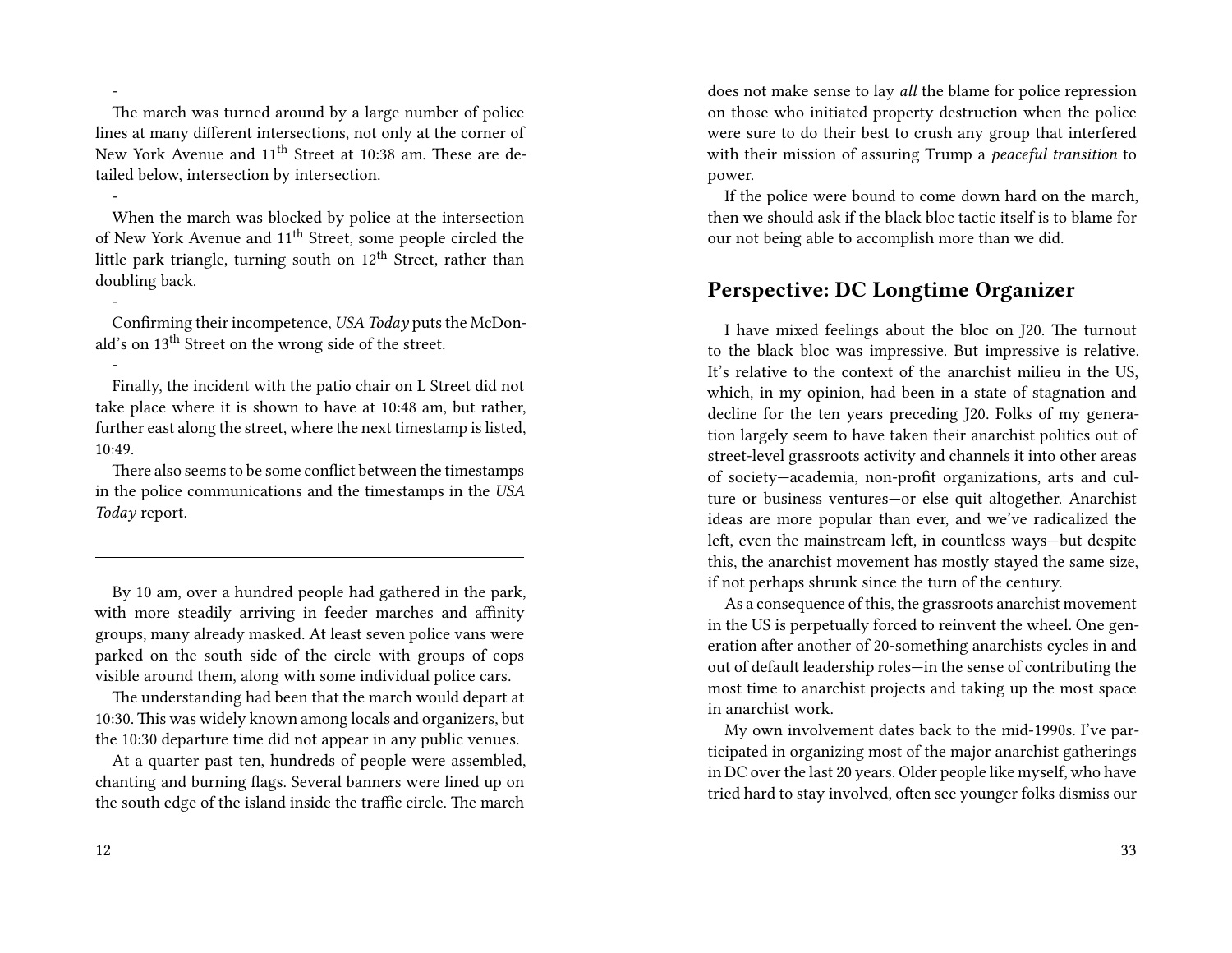-

The march was turned around by a large number of police lines at many different intersections, not only at the corner of New York Avenue and 11th Street at 10:38 am. These are detailed below, intersection by intersection.

-

When the march was blocked by police at the intersection of New York Avenue and 11th Street, some people circled the little park triangle, turning south on 12th Street, rather than doubling back.

-

Confirming their incompetence, *USA Today* puts the McDonald's on 13th Street on the wrong side of the street.

-

Finally, the incident with the patio chair on L Street did not take place where it is shown to have at 10:48 am, but rather, further east along the street, where the next timestamp is listed, 10:49.

There also seems to be some conflict between the timestamps in the police communications and the timestamps in the *USA Today* report.

---

By 10 am, over a hundred people had gathered in the park, with more steadily arriving in feeder marches and affinity groups, many already masked. At least seven police vans were parked on the south side of the circle with groups of cops visible around them, along with some individual police cars.

The understanding had been that the march would depart at 10:30. This was widely known among locals and organizers, but the 10:30 departure time did not appear in any public venues.

At a quarter past ten, hundreds of people were assembled, chanting and burning flags. Several banners were lined up on the south edge of the island inside the traffic circle. The march

does not make sense to lay *all* the blame for police repression on those who initiated property destruction when the police were sure to do their best to crush any group that interfered with their mission of assuring Trump a *peaceful transition* to power.

If the police were bound to come down hard on the march, then we should ask if the black bloc tactic itself is to blame for our not being able to accomplish more than we did.

## Perspective: DC Longtime Organizer

I have mixed feelings about the bloc on J20. The turnout to the black bloc was impressive. But impressive is relative. It's relative to the context of the anarchist milieu in the US, which, in my opinion, had been in a state of stagnation and decline for the ten years preceding J20. Folks of my generation largely seem to have taken their anarchist politics out of street-level grassroots activity and channels it into other areas of society—academia, non-profit organizations, arts and culture or business ventures—or else quit altogether. Anarchist ideas are more popular than ever, and we've radicalized the left, even the mainstream left, in countless ways—but despite this, the anarchist movement has mostly stayed the same size, if not perhaps shrunk since the turn of the century.

As a consequence of this, the grassroots anarchist movement in the US is perpetually forced to reinvent the wheel. One generation after another of 20-something anarchists cycles in and out of default leadership roles—in the sense of contributing the most time to anarchist projects and taking up the most space in anarchist work.

My own involvement dates back to the mid-1990s. I've participated in organizing most of the major anarchist gatherings in DC over the last 20 years. Older people like myself, who have tried hard to stay involved, often see younger folks dismiss our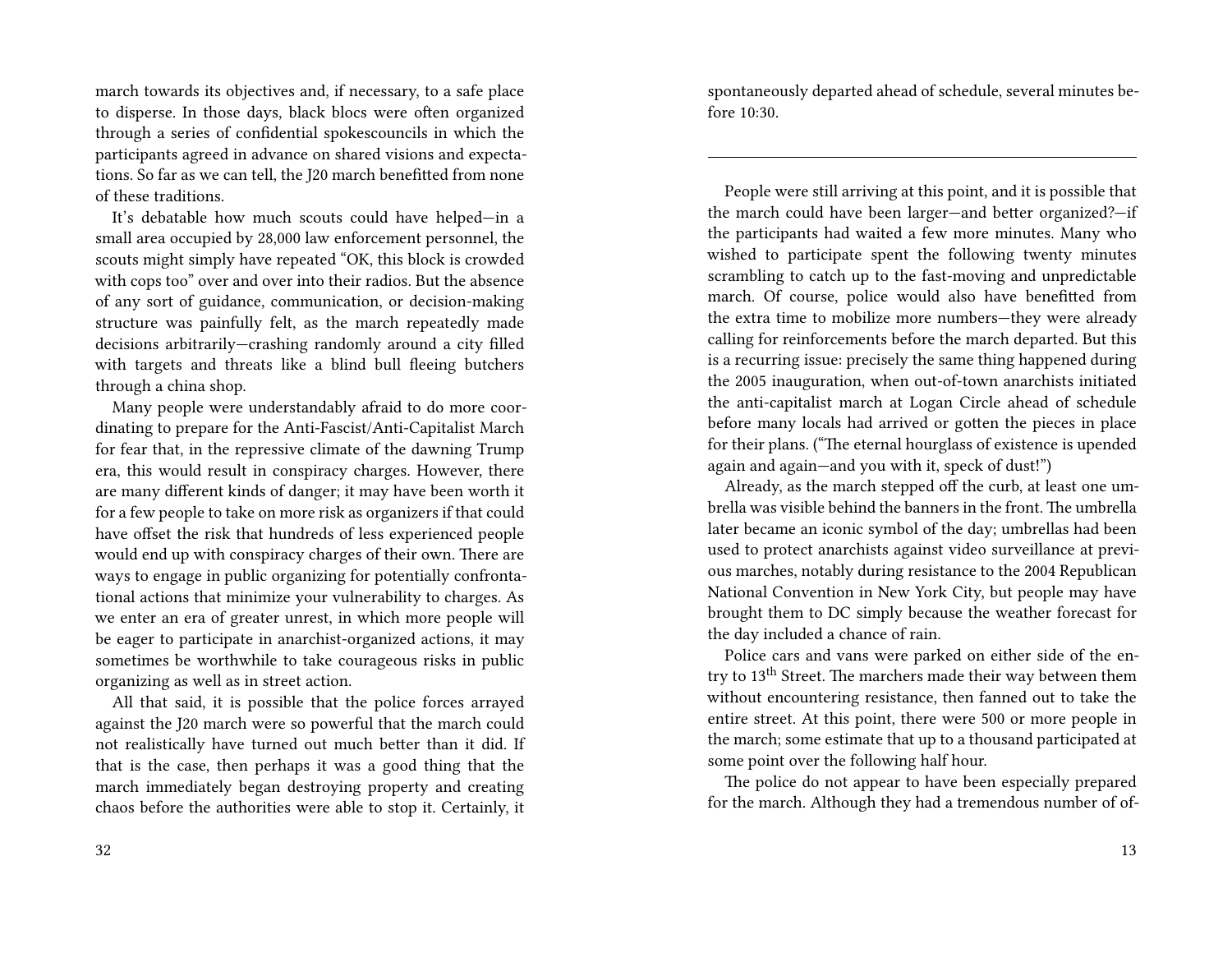march towards its objectives and, if necessary, to a safe place to disperse. In those days, black blocs were often organized through a series of confidential spokescouncils in which the participants agreed in advance on shared visions and expectations. So far as we can tell, the J20 march benefitted from none of these traditions.

It's debatable how much scouts could have helped—in a small area occupied by 28,000 law enforcement personnel, the scouts might simply have repeated "OK, this block is crowded with cops too" over and over into their radios. But the absence of any sort of guidance, communication, or decision-making structure was painfully felt, as the march repeatedly made decisions arbitrarily—crashing randomly around a city filled with targets and threats like a blind bull fleeing butchers through a china shop.

Many people were understandably afraid to do more coordinating to prepare for the Anti-Fascist/Anti-Capitalist March for fear that, in the repressive climate of the dawning Trump era, this would result in conspiracy charges. However, there are many different kinds of danger; it may have been worth it for a few people to take on more risk as organizers if that could have offset the risk that hundreds of less experienced people would end up with conspiracy charges of their own. There are ways to engage in public organizing for potentially confrontational actions that minimize your vulnerability to charges. As we enter an era of greater unrest, in which more people will be eager to participate in anarchist-organized actions, it may sometimes be worthwhile to take courageous risks in public organizing as well as in street action.

All that said, it is possible that the police forces arrayed against the J20 march were so powerful that the march could not realistically have turned out much better than it did. If that is the case, then perhaps it was a good thing that the march immediately began destroying property and creating chaos before the authorities were able to stop it. Certainly, it

spontaneously departed ahead of schedule, several minutes before 10:30.

---

People were still arriving at this point, and it is possible that the march could have been larger—and better organized?—if the participants had waited a few more minutes. Many who wished to participate spent the following twenty minutes scrambling to catch up to the fast-moving and unpredictable march. Of course, police would also have benefitted from the extra time to mobilize more numbers—they were already calling for reinforcements before the march departed. But this is a recurring issue: precisely the same thing happened during the 2005 inauguration, when out-of-town anarchists initiated the anti-capitalist march at Logan Circle ahead of schedule before many locals had arrived or gotten the pieces in place for their plans. ("The eternal hourglass of existence is upended again and again—and you with it, speck of dust!")

Already, as the march stepped off the curb, at least one umbrella was visible behind the banners in the front. The umbrella later became an iconic symbol of the day; umbrellas had been used to protect anarchists against video surveillance at previous marches, notably during resistance to the 2004 Republican National Convention in New York City, but people may have brought them to DC simply because the weather forecast for the day included a chance of rain.

Police cars and vans were parked on either side of the entry to 13th Street. The marchers made their way between them without encountering resistance, then fanned out to take the entire street. At this point, there were 500 or more people in the march; some estimate that up to a thousand participated at some point over the following half hour.

The police do not appear to have been especially prepared for the march. Although they had a tremendous number of of-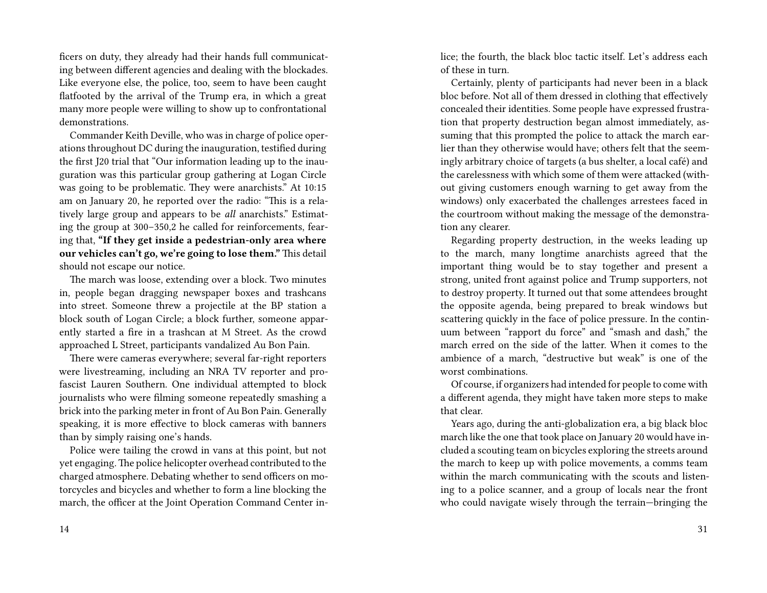ficers on duty, they already had their hands full communicating between different agencies and dealing with the blockades. Like everyone else, the police, too, seem to have been caught flatfooted by the arrival of the Trump era, in which a great many more people were willing to show up to confrontational demonstrations.

Commander Keith Deville, who was in charge of police operations throughout DC during the inauguration, testified during the first J20 trial that "Our information leading up to the inauguration was this particular group gathering at Logan Circle was going to be problematic. They were anarchists." At 10:15 am on January 20, he reported over the radio: "This is a relatively large group and appears to be *all* anarchists." Estimating the group at 300–350,2 he called for reinforcements, fearing that, **"If they get inside a pedestrian-only area where our vehicles can't go, we're going to lose them."** This detail should not escape our notice.

The march was loose, extending over a block. Two minutes in, people began dragging newspaper boxes and trashcans into street. Someone threw a projectile at the BP station a block south of Logan Circle; a block further, someone apparently started a fire in a trashcan at M Street. As the crowd approached L Street, participants vandalized Au Bon Pain.

There were cameras everywhere; several far-right reporters were livestreaming, including an NRA TV reporter and pro-fascist Lauren Southern. One individual attempted to block journalists who were filming someone repeatedly smashing a brick into the parking meter in front of Au Bon Pain. Generally speaking, it is more effective to block cameras with banners than by simply raising one's hands.

Police were tailing the crowd in vans at this point, but not yet engaging. The police helicopter overhead contributed to the charged atmosphere. Debating whether to send officers on motorcycles and bicycles and whether to form a line blocking the march, the officer at the Joint Operation Command Center in-

lice; the fourth, the black bloc tactic itself. Let's address each of these in turn.

Certainly, plenty of participants had never been in a black bloc before. Not all of them dressed in clothing that effectively concealed their identities. Some people have expressed frustration that property destruction began almost immediately, assuming that this prompted the police to attack the march earlier than they otherwise would have; others felt that the seemingly arbitrary choice of targets (a bus shelter, a local café) and the carelessness with which some of them were attacked (without giving customers enough warning to get away from the windows) only exacerbated the challenges arrestees faced in the courtroom without making the message of the demonstration any clearer.

Regarding property destruction, in the weeks leading up to the march, many longtime anarchists agreed that the important thing would be to stay together and present a strong, united front against police and Trump supporters, not to destroy property. It turned out that some attendees brought the opposite agenda, being prepared to break windows but scattering quickly in the face of police pressure. In the continuum between "rapport du force" and "smash and dash," the march erred on the side of the latter. When it comes to the ambience of a march, "destructive but weak" is one of the worst combinations.

Of course, if organizers had intended for people to come with a different agenda, they might have taken more steps to make that clear.

Years ago, during the anti-globalization era, a big black bloc march like the one that took place on January 20 would have included a scouting team on bicycles exploring the streets around the march to keep up with police movements, a comms team within the march communicating with the scouts and listening to a police scanner, and a group of locals near the front who could navigate wisely through the terrain—bringing the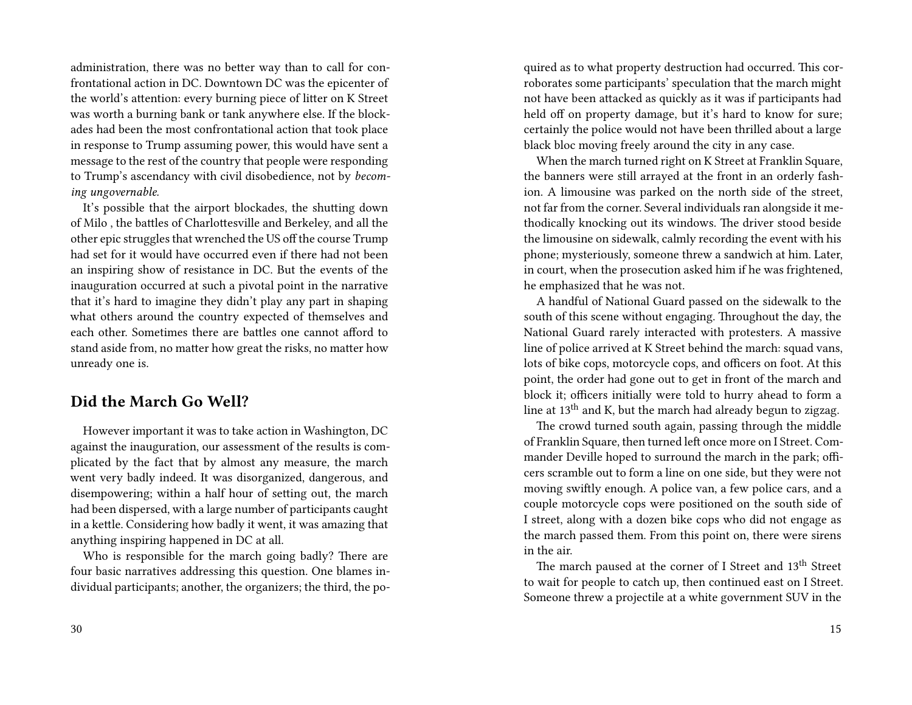administration, there was no better way than to call for confrontational action in DC. Downtown DC was the epicenter of the world's attention: every burning piece of litter on K Street was worth a burning bank or tank anywhere else. If the blockades had been the most confrontational action that took place in response to Trump assuming power, this would have sent a message to the rest of the country that people were responding to Trump's ascendancy with civil disobedience, not by *becoming ungovernable.*

It's possible that the airport blockades, the shutting down of Milo , the battles of Charlottesville and Berkeley, and all the other epic struggles that wrenched the US off the course Trump had set for it would have occurred even if there had not been an inspiring show of resistance in DC. But the events of the inauguration occurred at such a pivotal point in the narrative that it's hard to imagine they didn't play any part in shaping what others around the country expected of themselves and each other. Sometimes there are battles one cannot afford to stand aside from, no matter how great the risks, no matter how unready one is.

## Did the March Go Well?

However important it was to take action in Washington, DC against the inauguration, our assessment of the results is complicated by the fact that by almost any measure, the march went very badly indeed. It was disorganized, dangerous, and disempowering; within a half hour of setting out, the march had been dispersed, with a large number of participants caught in a kettle. Considering how badly it went, it was amazing that anything inspiring happened in DC at all.

Who is responsible for the march going badly? There are four basic narratives addressing this question. One blames individual participants; another, the organizers; the third, the po-

quired as to what property destruction had occurred. This corroborates some participants' speculation that the march might not have been attacked as quickly as it was if participants had held off on property damage, but it's hard to know for sure; certainly the police would not have been thrilled about a large black bloc moving freely around the city in any case.

When the march turned right on K Street at Franklin Square, the banners were still arrayed at the front in an orderly fashion. A limousine was parked on the north side of the street, not far from the corner. Several individuals ran alongside it methodically knocking out its windows. The driver stood beside the limousine on sidewalk, calmly recording the event with his phone; mysteriously, someone threw a sandwich at him. Later, in court, when the prosecution asked him if he was frightened, he emphasized that he was not.

A handful of National Guard passed on the sidewalk to the south of this scene without engaging. Throughout the day, the National Guard rarely interacted with protesters. A massive line of police arrived at K Street behind the march: squad vans, lots of bike cops, motorcycle cops, and officers on foot. At this point, the order had gone out to get in front of the march and block it; officers initially were told to hurry ahead to form a line at 13th and K, but the march had already begun to zigzag.

The crowd turned south again, passing through the middle of Franklin Square, then turned left once more on I Street. Commander Deville hoped to surround the march in the park; officers scramble out to form a line on one side, but they were not moving swiftly enough. A police van, a few police cars, and a couple motorcycle cops were positioned on the south side of I street, along with a dozen bike cops who did not engage as the march passed them. From this point on, there were sirens in the air.

The march paused at the corner of I Street and 13th Street to wait for people to catch up, then continued east on I Street. Someone threw a projectile at a white government SUV in the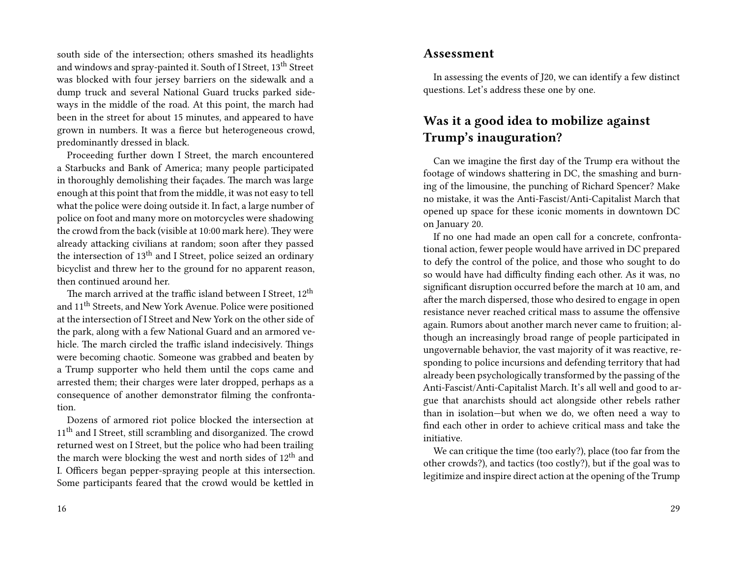south side of the intersection; others smashed its headlights and windows and spray-painted it. South of I Street, 13th Street was blocked with four jersey barriers on the sidewalk and a dump truck and several National Guard trucks parked sideways in the middle of the road. At this point, the march had been in the street for about 15 minutes, and appeared to have grown in numbers. It was a fierce but heterogeneous crowd, predominantly dressed in black.

Proceeding further down I Street, the march encountered a Starbucks and Bank of America; many people participated in thoroughly demolishing their façades. The march was large enough at this point that from the middle, it was not easy to tell what the police were doing outside it. In fact, a large number of police on foot and many more on motorcycles were shadowing the crowd from the back (visible at 10:00 mark here). They were already attacking civilians at random; soon after they passed the intersection of 13th and I Street, police seized an ordinary bicyclist and threw her to the ground for no apparent reason, then continued around her.

The march arrived at the traffic island between I Street, 12th and 11th Streets, and New York Avenue. Police were positioned at the intersection of I Street and New York on the other side of the park, along with a few National Guard and an armored vehicle. The march circled the traffic island indecisively. Things were becoming chaotic. Someone was grabbed and beaten by a Trump supporter who held them until the cops came and arrested them; their charges were later dropped, perhaps as a consequence of another demonstrator filming the confrontation.

Dozens of armored riot police blocked the intersection at 11th and I Street, still scrambling and disorganized. The crowd returned west on I Street, but the police who had been trailing the march were blocking the west and north sides of 12th and I. Officers began pepper-spraying people at this intersection. Some participants feared that the crowd would be kettled in

## Assessment

In assessing the events of J20, we can identify a few distinct questions. Let's address these one by one.

## Was it a good idea to mobilize against Trump's inauguration?

Can we imagine the first day of the Trump era without the footage of windows shattering in DC, the smashing and burning of the limousine, the punching of Richard Spencer? Make no mistake, it was the Anti-Fascist/Anti-Capitalist March that opened up space for these iconic moments in downtown DC on January 20.

If no one had made an open call for a concrete, confrontational action, fewer people would have arrived in DC prepared to defy the control of the police, and those who sought to do so would have had difficulty finding each other. As it was, no significant disruption occurred before the march at 10 am, and after the march dispersed, those who desired to engage in open resistance never reached critical mass to assume the offensive again. Rumors about another march never came to fruition; although an increasingly broad range of people participated in ungovernable behavior, the vast majority of it was reactive, responding to police incursions and defending territory that had already been psychologically transformed by the passing of the Anti-Fascist/Anti-Capitalist March. It's all well and good to argue that anarchists should act alongside other rebels rather than in isolation—but when we do, we often need a way to find each other in order to achieve critical mass and take the initiative.

We can critique the time (too early?), place (too far from the other crowds?), and tactics (too costly?), but if the goal was to legitimize and inspire direct action at the opening of the Trump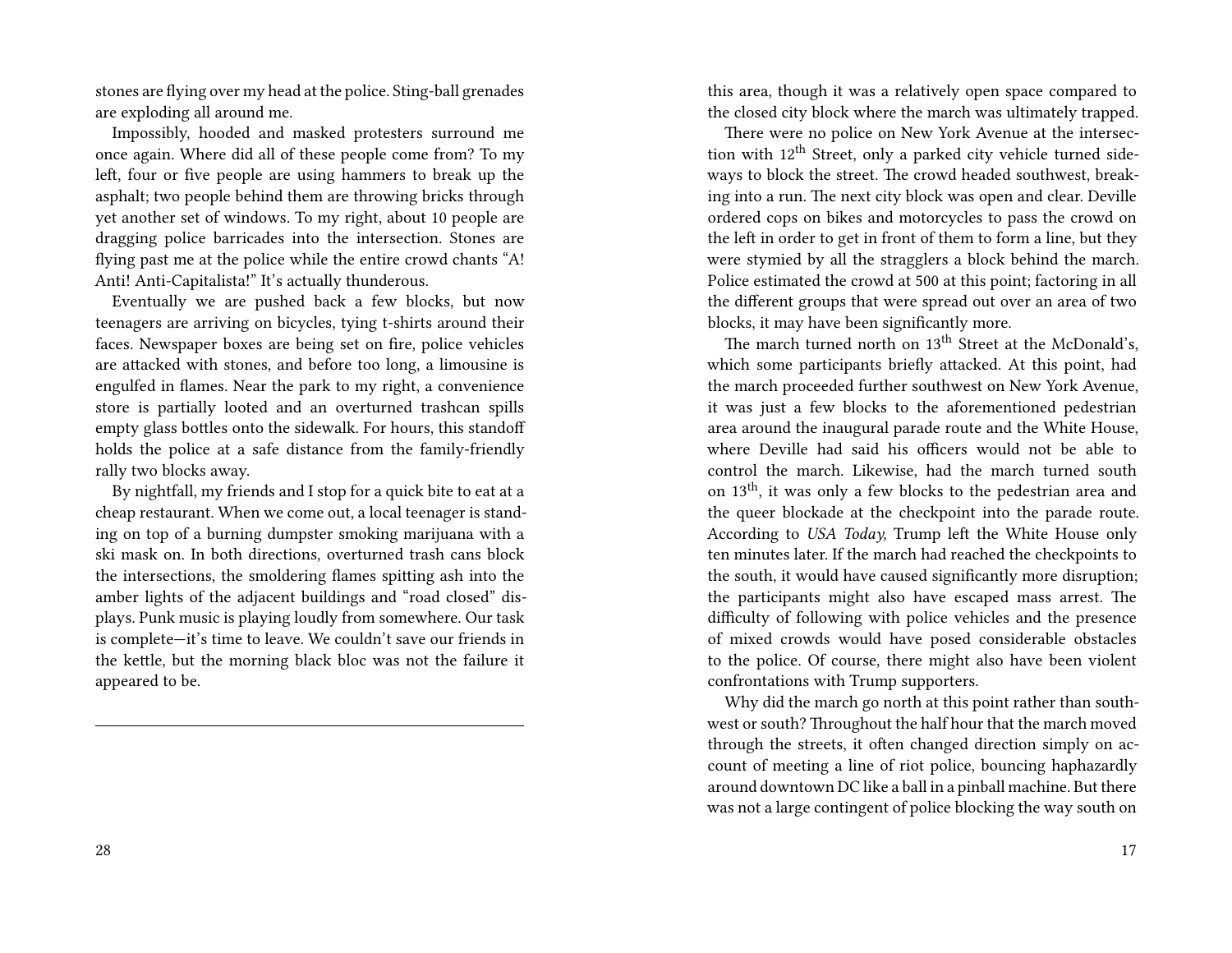stones are flying over my head at the police. Sting-ball grenades are exploding all around me.

Impossibly, hooded and masked protesters surround me once again. Where did all of these people come from? To my left, four or five people are using hammers to break up the asphalt; two people behind them are throwing bricks through yet another set of windows. To my right, about 10 people are dragging police barricades into the intersection. Stones are flying past me at the police while the entire crowd chants "A! Anti! Anti-Capitalista!" It's actually thunderous.

Eventually we are pushed back a few blocks, but now teenagers are arriving on bicycles, tying t-shirts around their faces. Newspaper boxes are being set on fire, police vehicles are attacked with stones, and before too long, a limousine is engulfed in flames. Near the park to my right, a convenience store is partially looted and an overturned trashcan spills empty glass bottles onto the sidewalk. For hours, this standoff holds the police at a safe distance from the family-friendly rally two blocks away.

By nightfall, my friends and I stop for a quick bite to eat at a cheap restaurant. When we come out, a local teenager is standing on top of a burning dumpster smoking marijuana with a ski mask on. In both directions, overturned trash cans block the intersections, the smoldering flames spitting ash into the amber lights of the adjacent buildings and "road closed" displays. Punk music is playing loudly from somewhere. Our task is complete—it's time to leave. We couldn't save our friends in the kettle, but the morning black bloc was not the failure it appeared to be.

---

this area, though it was a relatively open space compared to the closed city block where the march was ultimately trapped.

There were no police on New York Avenue at the intersection with 12th Street, only a parked city vehicle turned sideways to block the street. The crowd headed southwest, breaking into a run. The next city block was open and clear. Deville ordered cops on bikes and motorcycles to pass the crowd on the left in order to get in front of them to form a line, but they were stymied by all the stragglers a block behind the march. Police estimated the crowd at 500 at this point; factoring in all the different groups that were spread out over an area of two blocks, it may have been significantly more.

The march turned north on 13th Street at the McDonald's, which some participants briefly attacked. At this point, had the march proceeded further southwest on New York Avenue, it was just a few blocks to the aforementioned pedestrian area around the inaugural parade route and the White House, where Deville had said his officers would not be able to control the march. Likewise, had the march turned south on 13th, it was only a few blocks to the pedestrian area and the queer blockade at the checkpoint into the parade route. According to *USA Today,* Trump left the White House only ten minutes later. If the march had reached the checkpoints to the south, it would have caused significantly more disruption; the participants might also have escaped mass arrest. The difficulty of following with police vehicles and the presence of mixed crowds would have posed considerable obstacles to the police. Of course, there might also have been violent confrontations with Trump supporters.

Why did the march go north at this point rather than southwest or south? Throughout the half hour that the march moved through the streets, it often changed direction simply on account of meeting a line of riot police, bouncing haphazardly around downtown DC like a ball in a pinball machine. But there was not a large contingent of police blocking the way south on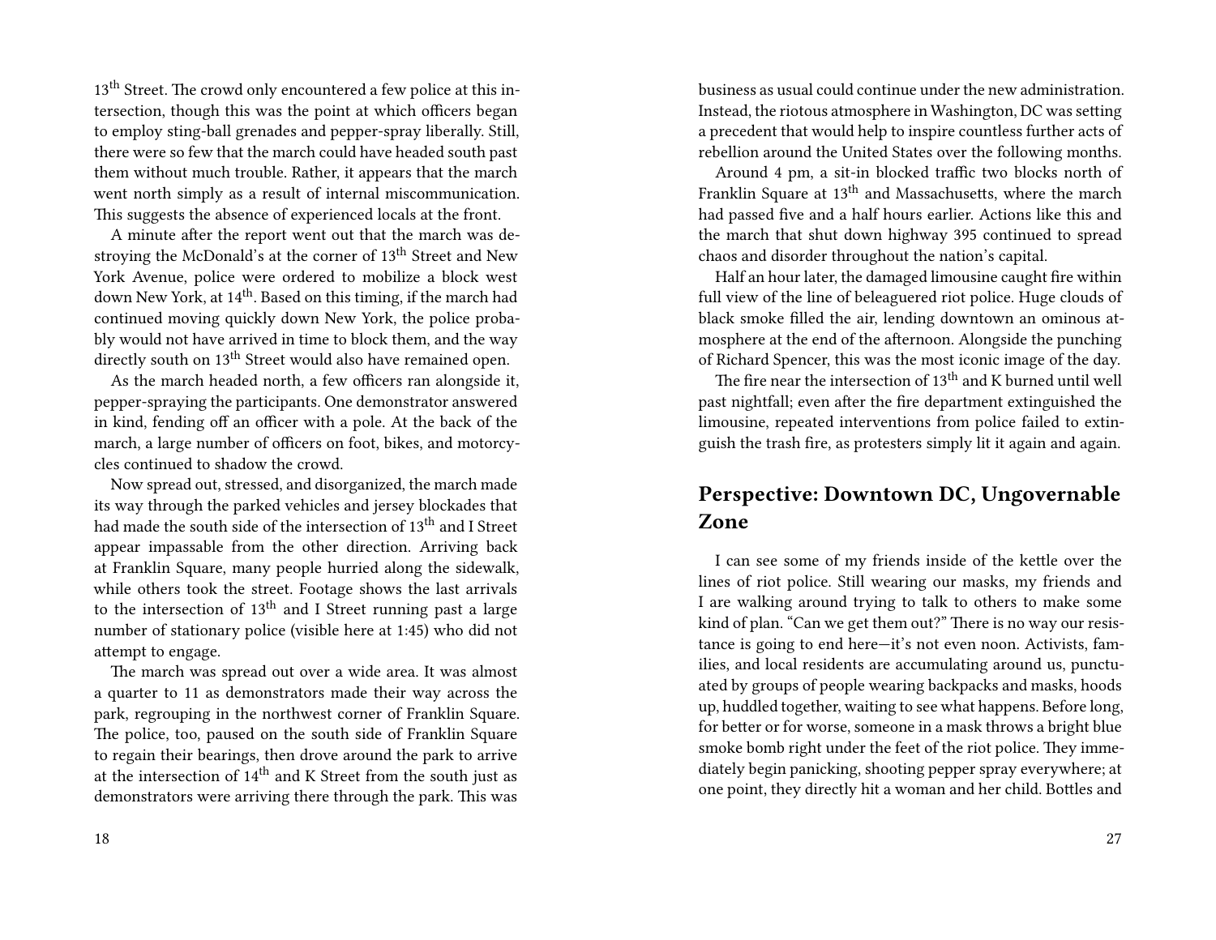13th Street. The crowd only encountered a few police at this intersection, though this was the point at which officers began to employ sting-ball grenades and pepper-spray liberally. Still, there were so few that the march could have headed south past them without much trouble. Rather, it appears that the march went north simply as a result of internal miscommunication. This suggests the absence of experienced locals at the front.

A minute after the report went out that the march was destroying the McDonald's at the corner of 13th Street and New York Avenue, police were ordered to mobilize a block west down New York, at 14th. Based on this timing, if the march had continued moving quickly down New York, the police probably would not have arrived in time to block them, and the way directly south on 13th Street would also have remained open.

As the march headed north, a few officers ran alongside it, pepper-spraying the participants. One demonstrator answered in kind, fending off an officer with a pole. At the back of the march, a large number of officers on foot, bikes, and motorcycles continued to shadow the crowd.

Now spread out, stressed, and disorganized, the march made its way through the parked vehicles and jersey blockades that had made the south side of the intersection of 13th and I Street appear impassable from the other direction. Arriving back at Franklin Square, many people hurried along the sidewalk, while others took the street. Footage shows the last arrivals to the intersection of 13th and I Street running past a large number of stationary police (visible here at 1:45) who did not attempt to engage.

The march was spread out over a wide area. It was almost a quarter to 11 as demonstrators made their way across the park, regrouping in the northwest corner of Franklin Square. The police, too, paused on the south side of Franklin Square to regain their bearings, then drove around the park to arrive at the intersection of 14th and K Street from the south just as demonstrators were arriving there through the park. This was

business as usual could continue under the new administration. Instead, the riotous atmosphere in Washington, DC was setting a precedent that would help to inspire countless further acts of rebellion around the United States over the following months.

Around 4 pm, a sit-in blocked traffic two blocks north of Franklin Square at 13th and Massachusetts, where the march had passed five and a half hours earlier. Actions like this and the march that shut down highway 395 continued to spread chaos and disorder throughout the nation's capital.

Half an hour later, the damaged limousine caught fire within full view of the line of beleaguered riot police. Huge clouds of black smoke filled the air, lending downtown an ominous atmosphere at the end of the afternoon. Alongside the punching of Richard Spencer, this was the most iconic image of the day.

The fire near the intersection of 13th and K burned until well past nightfall; even after the fire department extinguished the limousine, repeated interventions from police failed to extinguish the trash fire, as protesters simply lit it again and again.

## Perspective: Downtown DC, Ungovernable Zone

I can see some of my friends inside of the kettle over the lines of riot police. Still wearing our masks, my friends and I are walking around trying to talk to others to make some kind of plan. "Can we get them out?" There is no way our resistance is going to end here—it's not even noon. Activists, families, and local residents are accumulating around us, punctuated by groups of people wearing backpacks and masks, hoods up, huddled together, waiting to see what happens. Before long, for better or for worse, someone in a mask throws a bright blue smoke bomb right under the feet of the riot police. They immediately begin panicking, shooting pepper spray everywhere; at one point, they directly hit a woman and her child. Bottles and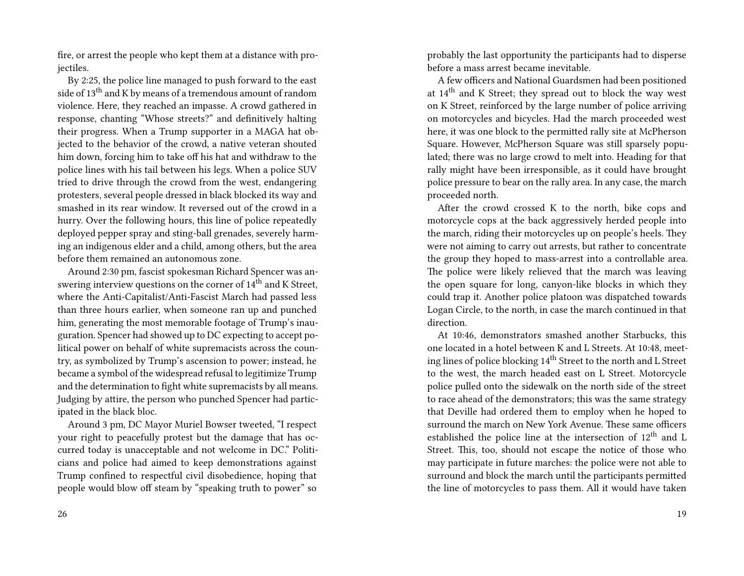fire, or arrest the people who kept them at a distance with projectiles.

By 2:25, the police line managed to push forward to the east side of 13th and K by means of a tremendous amount of random violence. Here, they reached an impasse. A crowd gathered in response, chanting "Whose streets?" and definitively halting their progress. When a Trump supporter in a MAGA hat objected to the behavior of the crowd, a native veteran shouted him down, forcing him to take off his hat and withdraw to the police lines with his tail between his legs. When a police SUV tried to drive through the crowd from the west, endangering protesters, several people dressed in black blocked its way and smashed in its rear window. It reversed out of the crowd in a hurry. Over the following hours, this line of police repeatedly deployed pepper spray and sting-ball grenades, severely harming an indigenous elder and a child, among others, but the area before them remained an autonomous zone.

Around 2:30 pm, fascist spokesman Richard Spencer was answering interview questions on the corner of 14th and K Street, where the Anti-Capitalist/Anti-Fascist March had passed less than three hours earlier, when someone ran up and punched him, generating the most memorable footage of Trump's inauguration. Spencer had showed up to DC expecting to accept political power on behalf of white supremacists across the country, as symbolized by Trump's ascension to power; instead, he became a symbol of the widespread refusal to legitimize Trump and the determination to fight white supremacists by all means. Judging by attire, the person who punched Spencer had participated in the black bloc.

Around 3 pm, DC Mayor Muriel Bowser tweeted, "I respect your right to peacefully protest but the damage that has occurred today is unacceptable and not welcome in DC." Politicians and police had aimed to keep demonstrations against Trump confined to respectful civil disobedience, hoping that people would blow off steam by "speaking truth to power" so

probably the last opportunity the participants had to disperse before a mass arrest became inevitable.

A few officers and National Guardsmen had been positioned at 14th and K Street; they spread out to block the way west on K Street, reinforced by the large number of police arriving on motorcycles and bicycles. Had the march proceeded west here, it was one block to the permitted rally site at McPherson Square. However, McPherson Square was still sparsely populated; there was no large crowd to melt into. Heading for that rally might have been irresponsible, as it could have brought police pressure to bear on the rally area. In any case, the march proceeded north.

After the crowd crossed K to the north, bike cops and motorcycle cops at the back aggressively herded people into the march, riding their motorcycles up on people's heels. They were not aiming to carry out arrests, but rather to concentrate the group they hoped to mass-arrest into a controllable area. The police were likely relieved that the march was leaving the open square for long, canyon-like blocks in which they could trap it. Another police platoon was dispatched towards Logan Circle, to the north, in case the march continued in that direction.

At 10:46, demonstrators smashed another Starbucks, this one located in a hotel between K and L Streets. At 10:48, meeting lines of police blocking 14th Street to the north and L Street to the west, the march headed east on L Street. Motorcycle police pulled onto the sidewalk on the north side of the street to race ahead of the demonstrators; this was the same strategy that Deville had ordered them to employ when he hoped to surround the march on New York Avenue. These same officers established the police line at the intersection of 12th and L Street. This, too, should not escape the notice of those who may participate in future marches: the police were not able to surround and block the march until the participants permitted the line of motorcycles to pass them. All it would have taken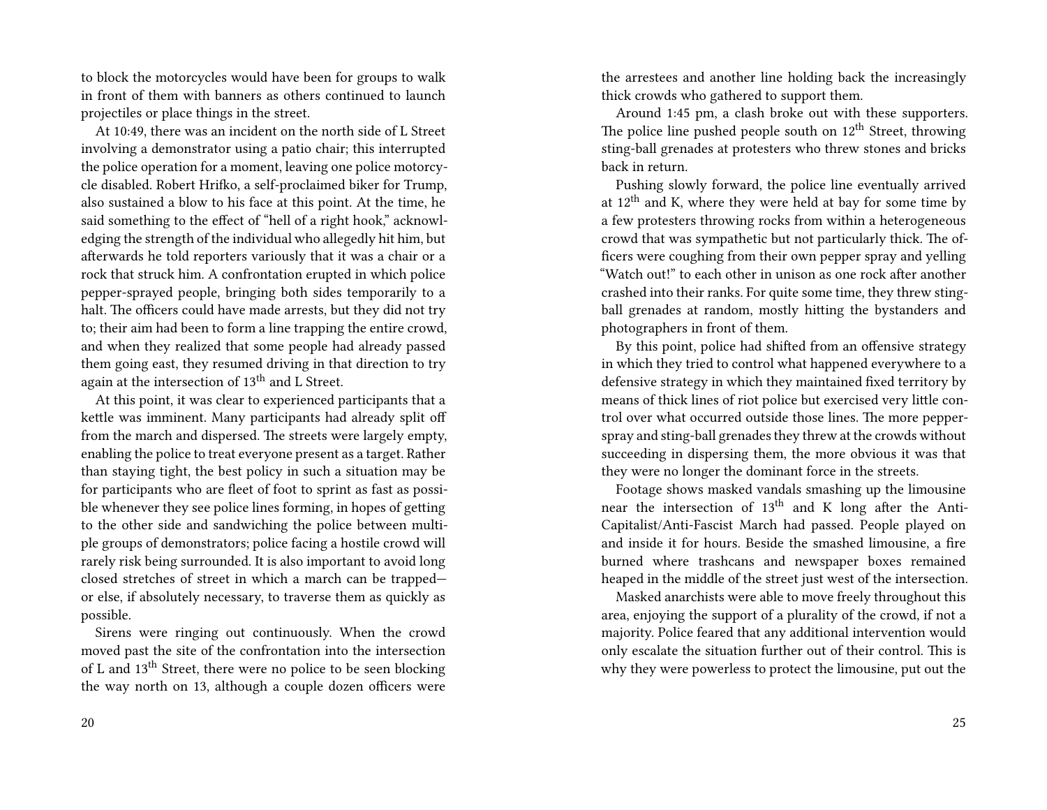to block the motorcycles would have been for groups to walk in front of them with banners as others continued to launch projectiles or place things in the street.

At 10:49, there was an incident on the north side of L Street involving a demonstrator using a patio chair; this interrupted the police operation for a moment, leaving one police motorcycle disabled. Robert Hrifko, a self-proclaimed biker for Trump, also sustained a blow to his face at this point. At the time, he said something to the effect of "hell of a right hook," acknowledging the strength of the individual who allegedly hit him, but afterwards he told reporters variously that it was a chair or a rock that struck him. A confrontation erupted in which police pepper-sprayed people, bringing both sides temporarily to a halt. The officers could have made arrests, but they did not try to; their aim had been to form a line trapping the entire crowd, and when they realized that some people had already passed them going east, they resumed driving in that direction to try again at the intersection of 13th and L Street.

At this point, it was clear to experienced participants that a kettle was imminent. Many participants had already split off from the march and dispersed. The streets were largely empty, enabling the police to treat everyone present as a target. Rather than staying tight, the best policy in such a situation may be for participants who are fleet of foot to sprint as fast as possible whenever they see police lines forming, in hopes of getting to the other side and sandwiching the police between multiple groups of demonstrators; police facing a hostile crowd will rarely risk being surrounded. It is also important to avoid long closed stretches of street in which a march can be trapped—or else, if absolutely necessary, to traverse them as quickly as possible.

Sirens were ringing out continuously. When the crowd moved past the site of the confrontation into the intersection of L and 13th Street, there were no police to be seen blocking the way north on 13, although a couple dozen officers were

the arrestees and another line holding back the increasingly thick crowds who gathered to support them.

Around 1:45 pm, a clash broke out with these supporters. The police line pushed people south on 12th Street, throwing sting-ball grenades at protesters who threw stones and bricks back in return.

Pushing slowly forward, the police line eventually arrived at 12th and K, where they were held at bay for some time by a few protesters throwing rocks from within a heterogeneous crowd that was sympathetic but not particularly thick. The officers were coughing from their own pepper spray and yelling "Watch out!" to each other in unison as one rock after another crashed into their ranks. For quite some time, they threw sting-ball grenades at random, mostly hitting the bystanders and photographers in front of them.

By this point, police had shifted from an offensive strategy in which they tried to control what happened everywhere to a defensive strategy in which they maintained fixed territory by means of thick lines of riot police but exercised very little control over what occurred outside those lines. The more pepper-spray and sting-ball grenades they threw at the crowds without succeeding in dispersing them, the more obvious it was that they were no longer the dominant force in the streets.

Footage shows masked vandals smashing up the limousine near the intersection of 13th and K long after the Anti-Capitalist/Anti-Fascist March had passed. People played on and inside it for hours. Beside the smashed limousine, a fire burned where trashcans and newspaper boxes remained heaped in the middle of the street just west of the intersection.

Masked anarchists were able to move freely throughout this area, enjoying the support of a plurality of the crowd, if not a majority. Police feared that any additional intervention would only escalate the situation further out of their control. This is why they were powerless to protect the limousine, put out the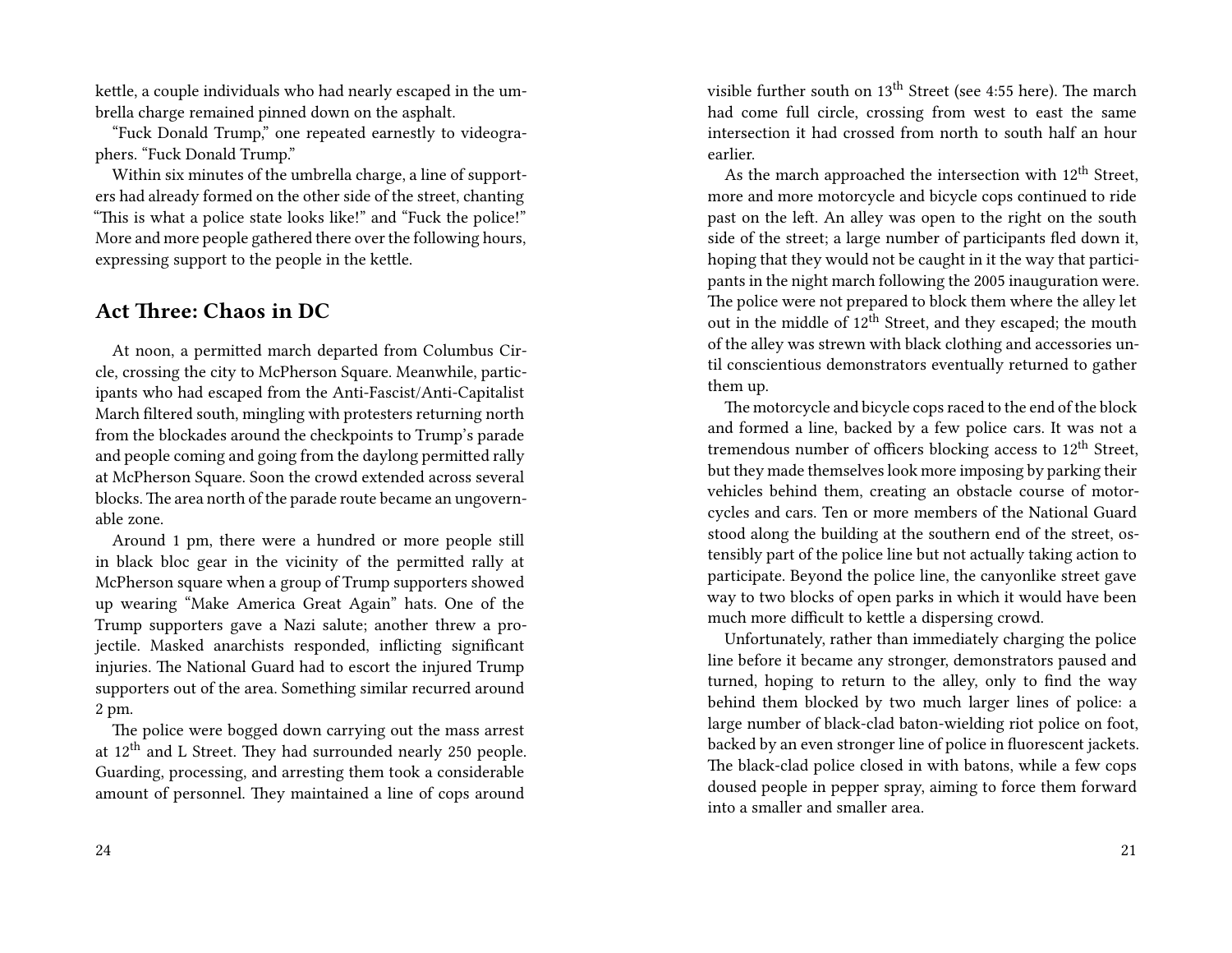kettle, a couple individuals who had nearly escaped in the umbrella charge remained pinned down on the asphalt.

"Fuck Donald Trump," one repeated earnestly to videographers. "Fuck Donald Trump."

Within six minutes of the umbrella charge, a line of supporters had already formed on the other side of the street, chanting "This is what a police state looks like!" and "Fuck the police!" More and more people gathered there over the following hours, expressing support to the people in the kettle.

## Act Three: Chaos in DC

At noon, a permitted march departed from Columbus Circle, crossing the city to McPherson Square. Meanwhile, participants who had escaped from the Anti-Fascist/Anti-Capitalist March filtered south, mingling with protesters returning north from the blockades around the checkpoints to Trump's parade and people coming and going from the daylong permitted rally at McPherson Square. Soon the crowd extended across several blocks. The area north of the parade route became an ungovernable zone.

Around 1 pm, there were a hundred or more people still in black bloc gear in the vicinity of the permitted rally at McPherson square when a group of Trump supporters showed up wearing "Make America Great Again" hats. One of the Trump supporters gave a Nazi salute; another threw a projectile. Masked anarchists responded, inflicting significant injuries. The National Guard had to escort the injured Trump supporters out of the area. Something similar recurred around 2 pm.

The police were bogged down carrying out the mass arrest at 12th and L Street. They had surrounded nearly 250 people. Guarding, processing, and arresting them took a considerable amount of personnel. They maintained a line of cops around

visible further south on 13th Street (see 4:55 here). The march had come full circle, crossing from west to east the same intersection it had crossed from north to south half an hour earlier.

As the march approached the intersection with 12th Street, more and more motorcycle and bicycle cops continued to ride past on the left. An alley was open to the right on the south side of the street; a large number of participants fled down it, hoping that they would not be caught in it the way that participants in the night march following the 2005 inauguration were. The police were not prepared to block them where the alley let out in the middle of 12th Street, and they escaped; the mouth of the alley was strewn with black clothing and accessories until conscientious demonstrators eventually returned to gather them up.

The motorcycle and bicycle cops raced to the end of the block and formed a line, backed by a few police cars. It was not a tremendous number of officers blocking access to 12th Street, but they made themselves look more imposing by parking their vehicles behind them, creating an obstacle course of motorcycles and cars. Ten or more members of the National Guard stood along the building at the southern end of the street, ostensibly part of the police line but not actually taking action to participate. Beyond the police line, the canyonlike street gave way to two blocks of open parks in which it would have been much more difficult to kettle a dispersing crowd.

Unfortunately, rather than immediately charging the police line before it became any stronger, demonstrators paused and turned, hoping to return to the alley, only to find the way behind them blocked by two much larger lines of police: a large number of black-clad baton-wielding riot police on foot, backed by an even stronger line of police in fluorescent jackets. The black-clad police closed in with batons, while a few cops doused people in pepper spray, aiming to force them forward into a smaller and smaller area.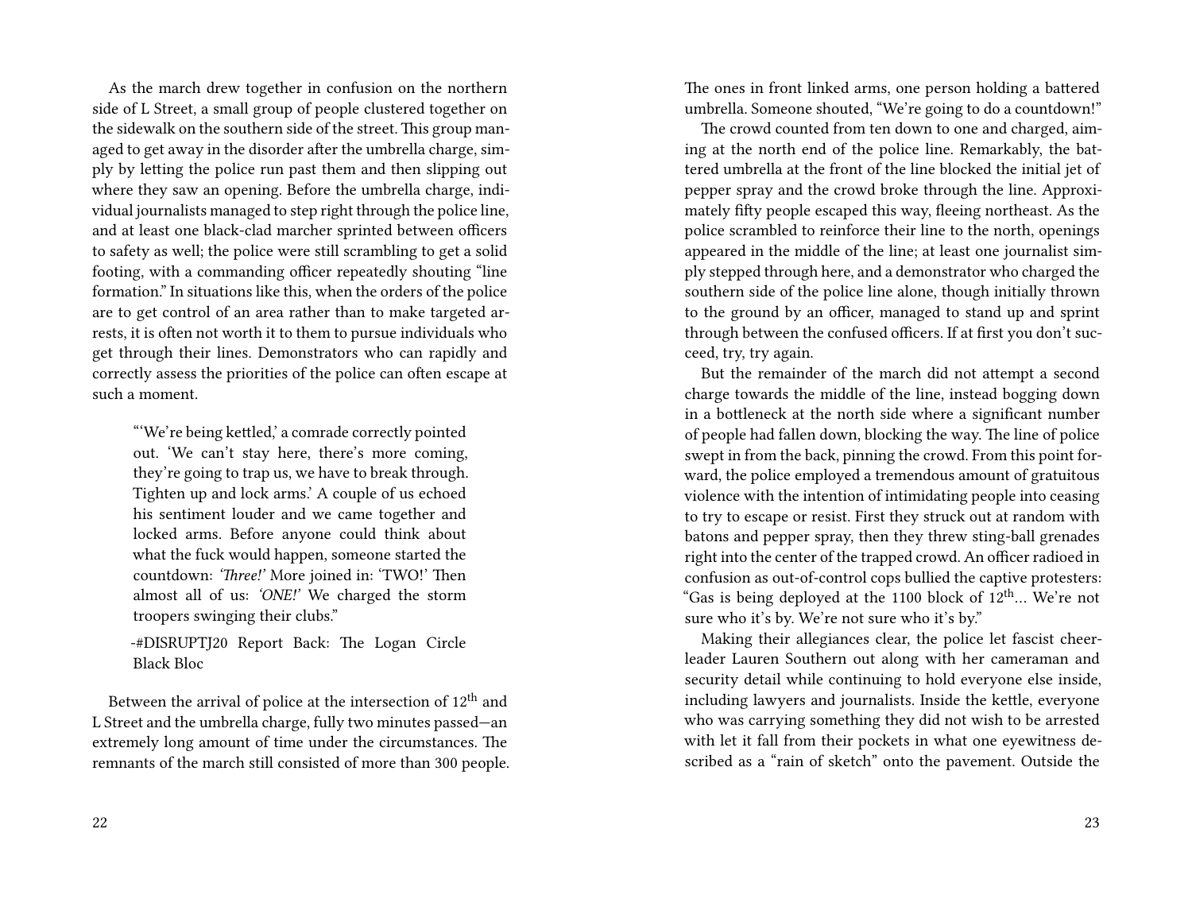As the march drew together in confusion on the northern side of L Street, a small group of people clustered together on the sidewalk on the southern side of the street. This group managed to get away in the disorder after the umbrella charge, simply by letting the police run past them and then slipping out where they saw an opening. Before the umbrella charge, individual journalists managed to step right through the police line, and at least one black-clad marcher sprinted between officers to safety as well; the police were still scrambling to get a solid footing, with a commanding officer repeatedly shouting "line formation." In situations like this, when the orders of the police are to get control of an area rather than to make targeted arrests, it is often not worth it to them to pursue individuals who get through their lines. Demonstrators who can rapidly and correctly assess the priorities of the police can often escape at such a moment.

> "'We're being kettled,' a comrade correctly pointed out. 'We can't stay here, there's more coming, they're going to trap us, we have to break through. Tighten up and lock arms.' A couple of us echoed his sentiment louder and we came together and locked arms. Before anyone could think about what the fuck would happen, someone started the countdown: *'Three!'* More joined in: 'TWO!' Then almost all of us: *'ONE!'* We charged the storm troopers swinging their clubs."
>
> -#DISRUPTJ20 Report Back: The Logan Circle Black Bloc

Between the arrival of police at the intersection of 12th and L Street and the umbrella charge, fully two minutes passed—an extremely long amount of time under the circumstances. The remnants of the march still consisted of more than 300 people. The ones in front linked arms, one person holding a battered umbrella. Someone shouted, "We're going to do a countdown!"

The crowd counted from ten down to one and charged, aiming at the north end of the police line. Remarkably, the battered umbrella at the front of the line blocked the initial jet of pepper spray and the crowd broke through the line. Approximately fifty people escaped this way, fleeing northeast. As the police scrambled to reinforce their line to the north, openings appeared in the middle of the line; at least one journalist simply stepped through here, and a demonstrator who charged the southern side of the police line alone, though initially thrown to the ground by an officer, managed to stand up and sprint through between the confused officers. If at first you don't succeed, try, try again.

But the remainder of the march did not attempt a second charge towards the middle of the line, instead bogging down in a bottleneck at the north side where a significant number of people had fallen down, blocking the way. The line of police swept in from the back, pinning the crowd. From this point forward, the police employed a tremendous amount of gratuitous violence with the intention of intimidating people into ceasing to try to escape or resist. First they struck out at random with batons and pepper spray, then they threw sting-ball grenades right into the center of the trapped crowd. An officer radioed in confusion as out-of-control cops bullied the captive protesters: "Gas is being deployed at the 1100 block of 12th… We're not sure who it's by. We're not sure who it's by."

Making their allegiances clear, the police let fascist cheerleader Lauren Southern out along with her cameraman and security detail while continuing to hold everyone else inside, including lawyers and journalists. Inside the kettle, everyone who was carrying something they did not wish to be arrested with let it fall from their pockets in what one eyewitness described as a "rain of sketch" onto the pavement. Outside the